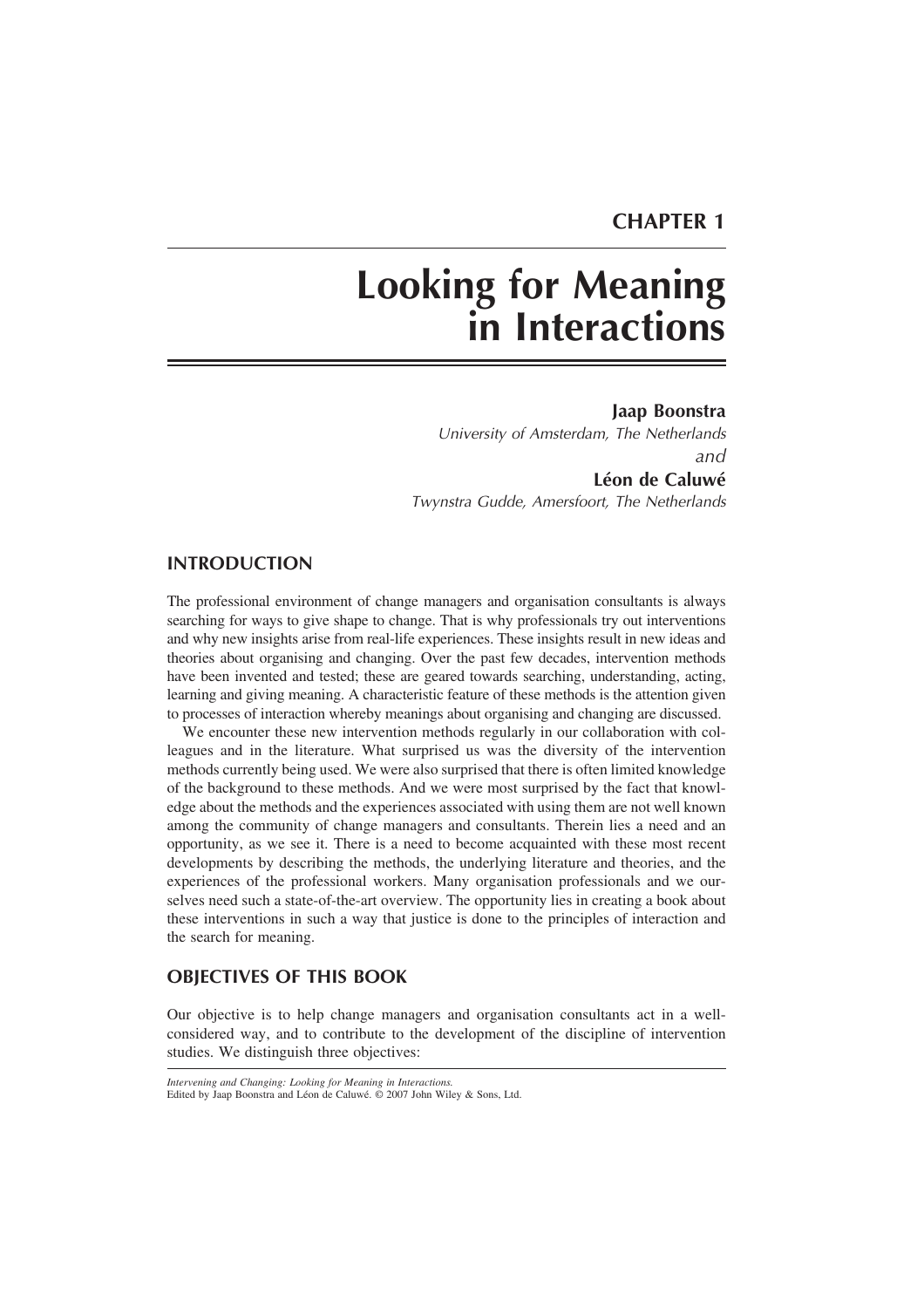# CHAPTER 1

# Looking for Meaning in Interactions

**Jaap Boonstra**
*University of Amsterdam, The Netherlands*
*and*
**Léon de Caluwé**
*Twynstra Gudde, Amersfoort, The Netherlands*

## INTRODUCTION

The professional environment of change managers and organisation consultants is always searching for ways to give shape to change. That is why professionals try out interventions and why new insights arise from real-life experiences. These insights result in new ideas and theories about organising and changing. Over the past few decades, intervention methods have been invented and tested; these are geared towards searching, understanding, acting, learning and giving meaning. A characteristic feature of these methods is the attention given to processes of interaction whereby meanings about organising and changing are discussed.

We encounter these new intervention methods regularly in our collaboration with colleagues and in the literature. What surprised us was the diversity of the intervention methods currently being used. We were also surprised that there is often limited knowledge of the background to these methods. And we were most surprised by the fact that knowledge about the methods and the experiences associated with using them are not well known among the community of change managers and consultants. Therein lies a need and an opportunity, as we see it. There is a need to become acquainted with these most recent developments by describing the methods, the underlying literature and theories, and the experiences of the professional workers. Many organisation professionals and we ourselves need such a state-of-the-art overview. The opportunity lies in creating a book about these interventions in such a way that justice is done to the principles of interaction and the search for meaning.

## OBJECTIVES OF THIS BOOK

Our objective is to help change managers and organisation consultants act in a well-considered way, and to contribute to the development of the discipline of intervention studies. We distinguish three objectives:

*Intervening and Changing: Looking for Meaning in Interactions.*
Edited by Jaap Boonstra and Léon de Caluwé. © 2007 John Wiley & Sons, Ltd.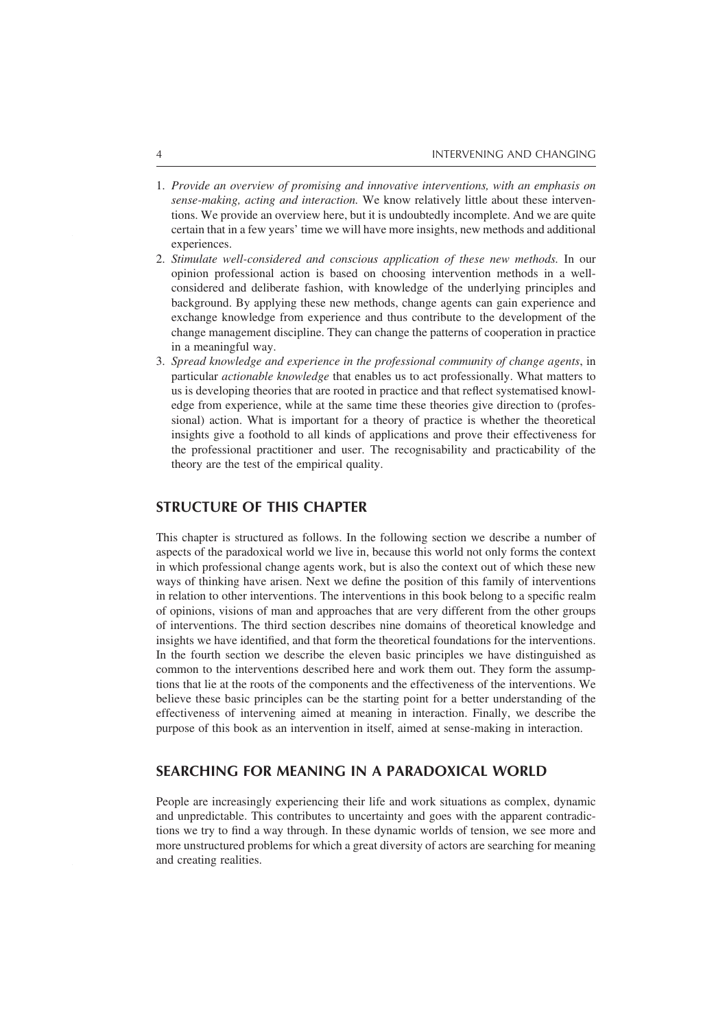1. *Provide an overview of promising and innovative interventions, with an emphasis on sense-making, acting and interaction.* We know relatively little about these interventions. We provide an overview here, but it is undoubtedly incomplete. And we are quite certain that in a few years' time we will have more insights, new methods and additional experiences.
2. *Stimulate well-considered and conscious application of these new methods.* In our opinion professional action is based on choosing intervention methods in a well-considered and deliberate fashion, with knowledge of the underlying principles and background. By applying these new methods, change agents can gain experience and exchange knowledge from experience and thus contribute to the development of the change management discipline. They can change the patterns of cooperation in practice in a meaningful way.
3. *Spread knowledge and experience in the professional community of change agents*, in particular *actionable knowledge* that enables us to act professionally. What matters to us is developing theories that are rooted in practice and that reflect systematised knowledge from experience, while at the same time these theories give direction to (professional) action. What is important for a theory of practice is whether the theoretical insights give a foothold to all kinds of applications and prove their effectiveness for the professional practitioner and user. The recognisability and practicability of the theory are the test of the empirical quality.

## STRUCTURE OF THIS CHAPTER

This chapter is structured as follows. In the following section we describe a number of aspects of the paradoxical world we live in, because this world not only forms the context in which professional change agents work, but is also the context out of which these new ways of thinking have arisen. Next we define the position of this family of interventions in relation to other interventions. The interventions in this book belong to a specific realm of opinions, visions of man and approaches that are very different from the other groups of interventions. The third section describes nine domains of theoretical knowledge and insights we have identified, and that form the theoretical foundations for the interventions. In the fourth section we describe the eleven basic principles we have distinguished as common to the interventions described here and work them out. They form the assumptions that lie at the roots of the components and the effectiveness of the interventions. We believe these basic principles can be the starting point for a better understanding of the effectiveness of intervening aimed at meaning in interaction. Finally, we describe the purpose of this book as an intervention in itself, aimed at sense-making in interaction.

## SEARCHING FOR MEANING IN A PARADOXICAL WORLD

People are increasingly experiencing their life and work situations as complex, dynamic and unpredictable. This contributes to uncertainty and goes with the apparent contradictions we try to find a way through. In these dynamic worlds of tension, we see more and more unstructured problems for which a great diversity of actors are searching for meaning and creating realities.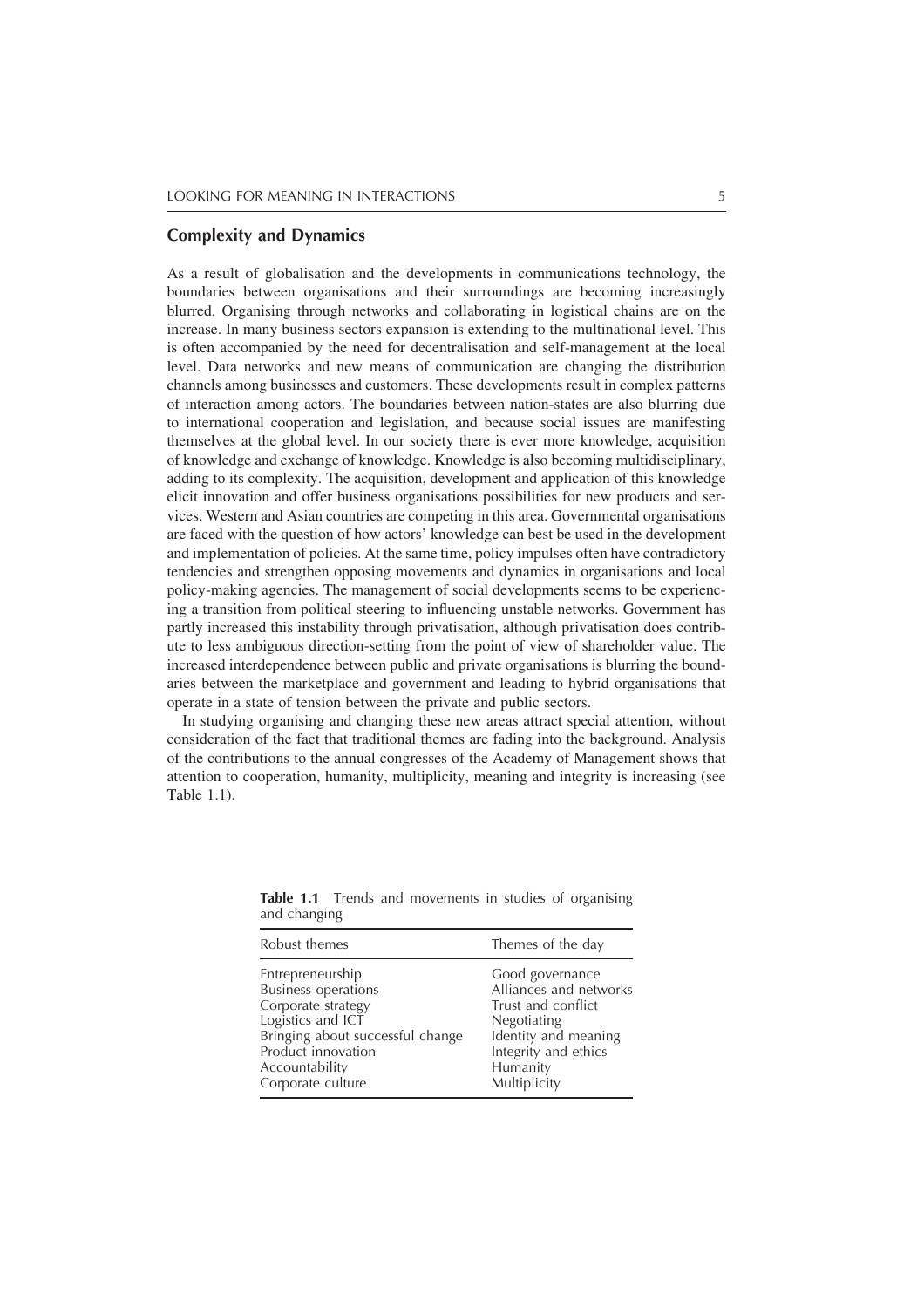## Complexity and Dynamics

As a result of globalisation and the developments in communications technology, the boundaries between organisations and their surroundings are becoming increasingly blurred. Organising through networks and collaborating in logistical chains are on the increase. In many business sectors expansion is extending to the multinational level. This is often accompanied by the need for decentralisation and self-management at the local level. Data networks and new means of communication are changing the distribution channels among businesses and customers. These developments result in complex patterns of interaction among actors. The boundaries between nation-states are also blurring due to international cooperation and legislation, and because social issues are manifesting themselves at the global level. In our society there is ever more knowledge, acquisition of knowledge and exchange of knowledge. Knowledge is also becoming multidisciplinary, adding to its complexity. The acquisition, development and application of this knowledge elicit innovation and offer business organisations possibilities for new products and services. Western and Asian countries are competing in this area. Governmental organisations are faced with the question of how actors' knowledge can best be used in the development and implementation of policies. At the same time, policy impulses often have contradictory tendencies and strengthen opposing movements and dynamics in organisations and local policy-making agencies. The management of social developments seems to be experiencing a transition from political steering to influencing unstable networks. Government has partly increased this instability through privatisation, although privatisation does contribute to less ambiguous direction-setting from the point of view of shareholder value. The increased interdependence between public and private organisations is blurring the boundaries between the marketplace and government and leading to hybrid organisations that operate in a state of tension between the private and public sectors.

In studying organising and changing these new areas attract special attention, without consideration of the fact that traditional themes are fading into the background. Analysis of the contributions to the annual congresses of the Academy of Management shows that attention to cooperation, humanity, multiplicity, meaning and integrity is increasing (see Table 1.1).

**Table 1.1** Trends and movements in studies of organising and changing

| Robust themes | Themes of the day |
|---|---|
| Entrepreneurship | Good governance |
| Business operations | Alliances and networks |
| Corporate strategy | Trust and conflict |
| Logistics and ICT | Negotiating |
| Bringing about successful change | Identity and meaning |
| Product innovation | Integrity and ethics |
| Accountability | Humanity |
| Corporate culture | Multiplicity |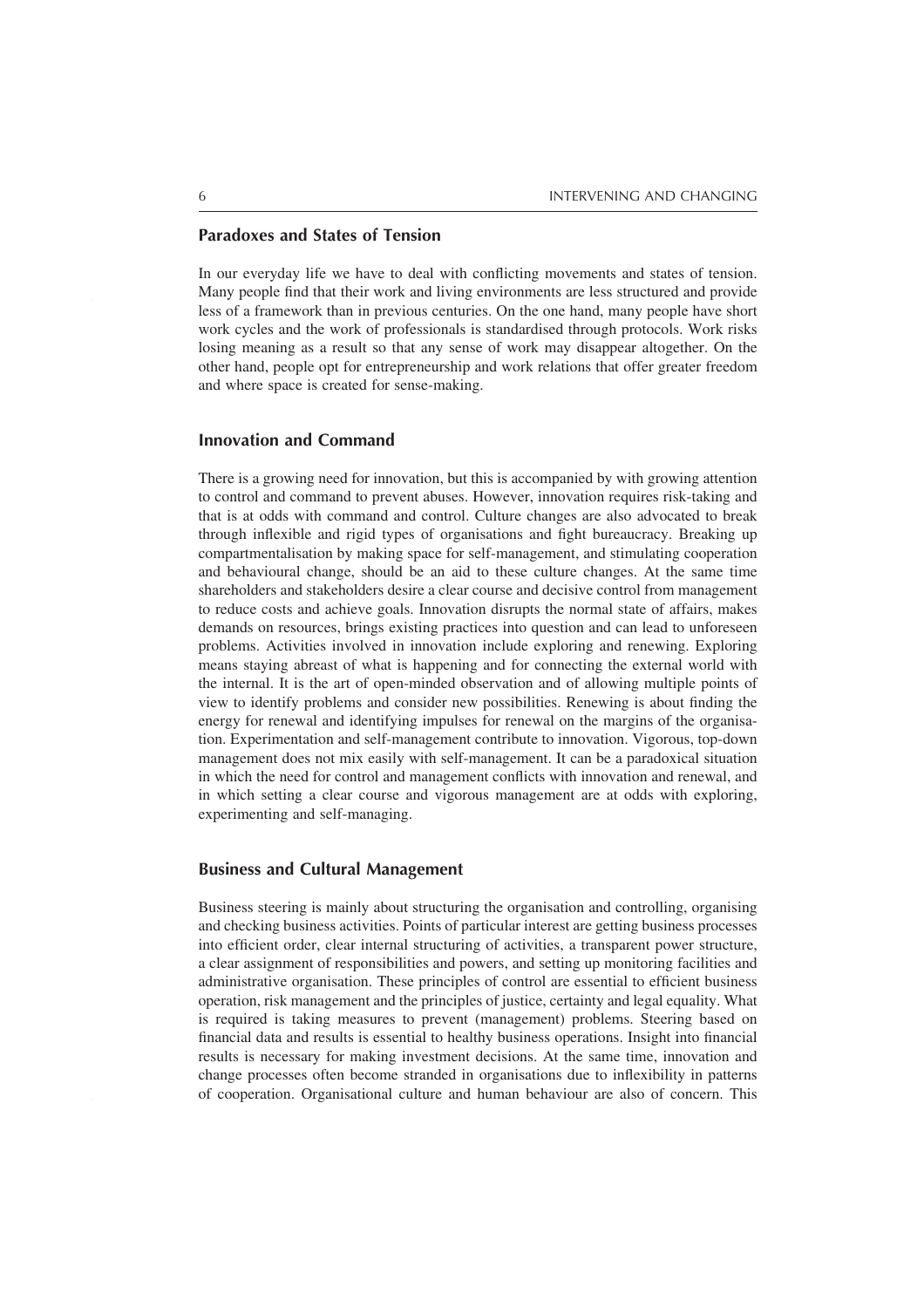## Paradoxes and States of Tension

In our everyday life we have to deal with conflicting movements and states of tension. Many people find that their work and living environments are less structured and provide less of a framework than in previous centuries. On the one hand, many people have short work cycles and the work of professionals is standardised through protocols. Work risks losing meaning as a result so that any sense of work may disappear altogether. On the other hand, people opt for entrepreneurship and work relations that offer greater freedom and where space is created for sense-making.

## Innovation and Command

There is a growing need for innovation, but this is accompanied by with growing attention to control and command to prevent abuses. However, innovation requires risk-taking and that is at odds with command and control. Culture changes are also advocated to break through inflexible and rigid types of organisations and fight bureaucracy. Breaking up compartmentalisation by making space for self-management, and stimulating cooperation and behavioural change, should be an aid to these culture changes. At the same time shareholders and stakeholders desire a clear course and decisive control from management to reduce costs and achieve goals. Innovation disrupts the normal state of affairs, makes demands on resources, brings existing practices into question and can lead to unforeseen problems. Activities involved in innovation include exploring and renewing. Exploring means staying abreast of what is happening and for connecting the external world with the internal. It is the art of open-minded observation and of allowing multiple points of view to identify problems and consider new possibilities. Renewing is about finding the energy for renewal and identifying impulses for renewal on the margins of the organisation. Experimentation and self-management contribute to innovation. Vigorous, top-down management does not mix easily with self-management. It can be a paradoxical situation in which the need for control and management conflicts with innovation and renewal, and in which setting a clear course and vigorous management are at odds with exploring, experimenting and self-managing.

## Business and Cultural Management

Business steering is mainly about structuring the organisation and controlling, organising and checking business activities. Points of particular interest are getting business processes into efficient order, clear internal structuring of activities, a transparent power structure, a clear assignment of responsibilities and powers, and setting up monitoring facilities and administrative organisation. These principles of control are essential to efficient business operation, risk management and the principles of justice, certainty and legal equality. What is required is taking measures to prevent (management) problems. Steering based on financial data and results is essential to healthy business operations. Insight into financial results is necessary for making investment decisions. At the same time, innovation and change processes often become stranded in organisations due to inflexibility in patterns of cooperation. Organisational culture and human behaviour are also of concern. This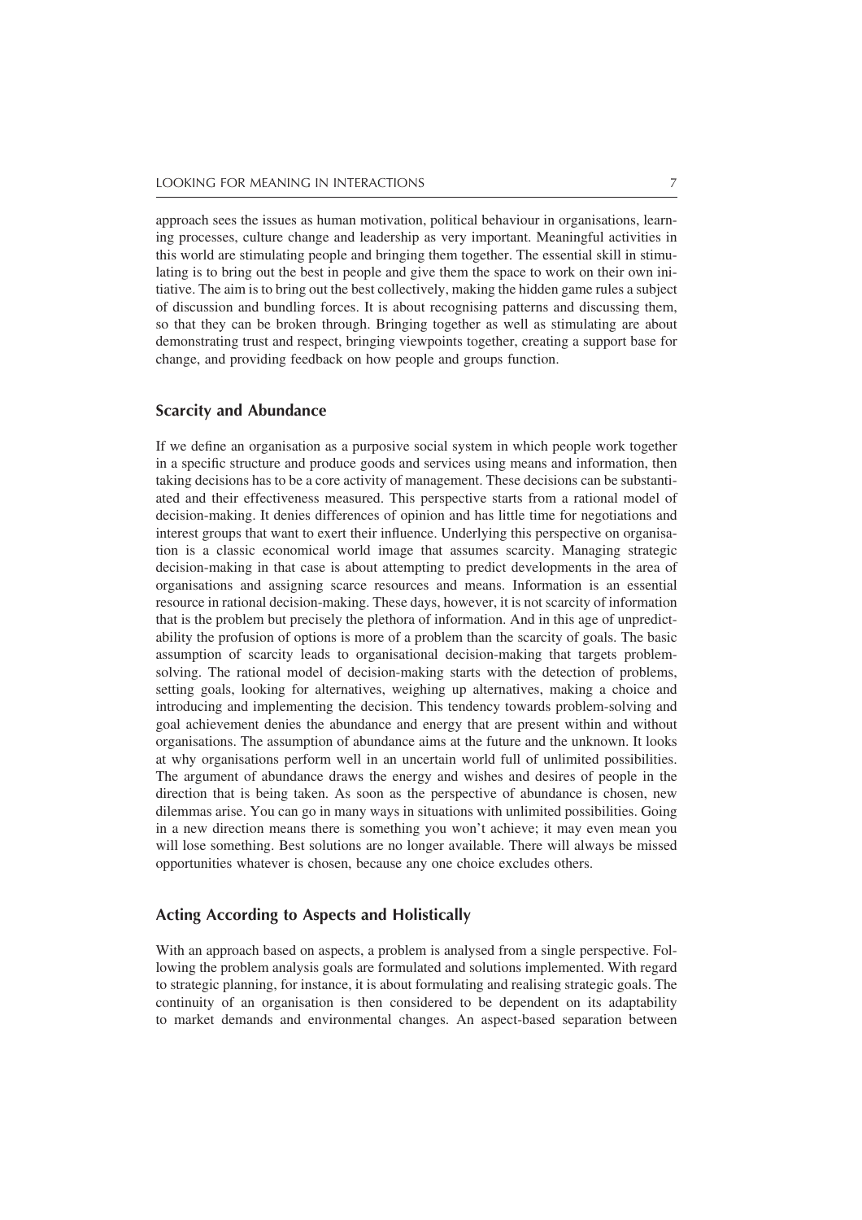approach sees the issues as human motivation, political behaviour in organisations, learning processes, culture change and leadership as very important. Meaningful activities in this world are stimulating people and bringing them together. The essential skill in stimulating is to bring out the best in people and give them the space to work on their own initiative. The aim is to bring out the best collectively, making the hidden game rules a subject of discussion and bundling forces. It is about recognising patterns and discussing them, so that they can be broken through. Bringing together as well as stimulating are about demonstrating trust and respect, bringing viewpoints together, creating a support base for change, and providing feedback on how people and groups function.

## Scarcity and Abundance

If we define an organisation as a purposive social system in which people work together in a specific structure and produce goods and services using means and information, then taking decisions has to be a core activity of management. These decisions can be substantiated and their effectiveness measured. This perspective starts from a rational model of decision-making. It denies differences of opinion and has little time for negotiations and interest groups that want to exert their influence. Underlying this perspective on organisation is a classic economical world image that assumes scarcity. Managing strategic decision-making in that case is about attempting to predict developments in the area of organisations and assigning scarce resources and means. Information is an essential resource in rational decision-making. These days, however, it is not scarcity of information that is the problem but precisely the plethora of information. And in this age of unpredictability the profusion of options is more of a problem than the scarcity of goals. The basic assumption of scarcity leads to organisational decision-making that targets problem-solving. The rational model of decision-making starts with the detection of problems, setting goals, looking for alternatives, weighing up alternatives, making a choice and introducing and implementing the decision. This tendency towards problem-solving and goal achievement denies the abundance and energy that are present within and without organisations. The assumption of abundance aims at the future and the unknown. It looks at why organisations perform well in an uncertain world full of unlimited possibilities. The argument of abundance draws the energy and wishes and desires of people in the direction that is being taken. As soon as the perspective of abundance is chosen, new dilemmas arise. You can go in many ways in situations with unlimited possibilities. Going in a new direction means there is something you won't achieve; it may even mean you will lose something. Best solutions are no longer available. There will always be missed opportunities whatever is chosen, because any one choice excludes others.

## Acting According to Aspects and Holistically

With an approach based on aspects, a problem is analysed from a single perspective. Following the problem analysis goals are formulated and solutions implemented. With regard to strategic planning, for instance, it is about formulating and realising strategic goals. The continuity of an organisation is then considered to be dependent on its adaptability to market demands and environmental changes. An aspect-based separation between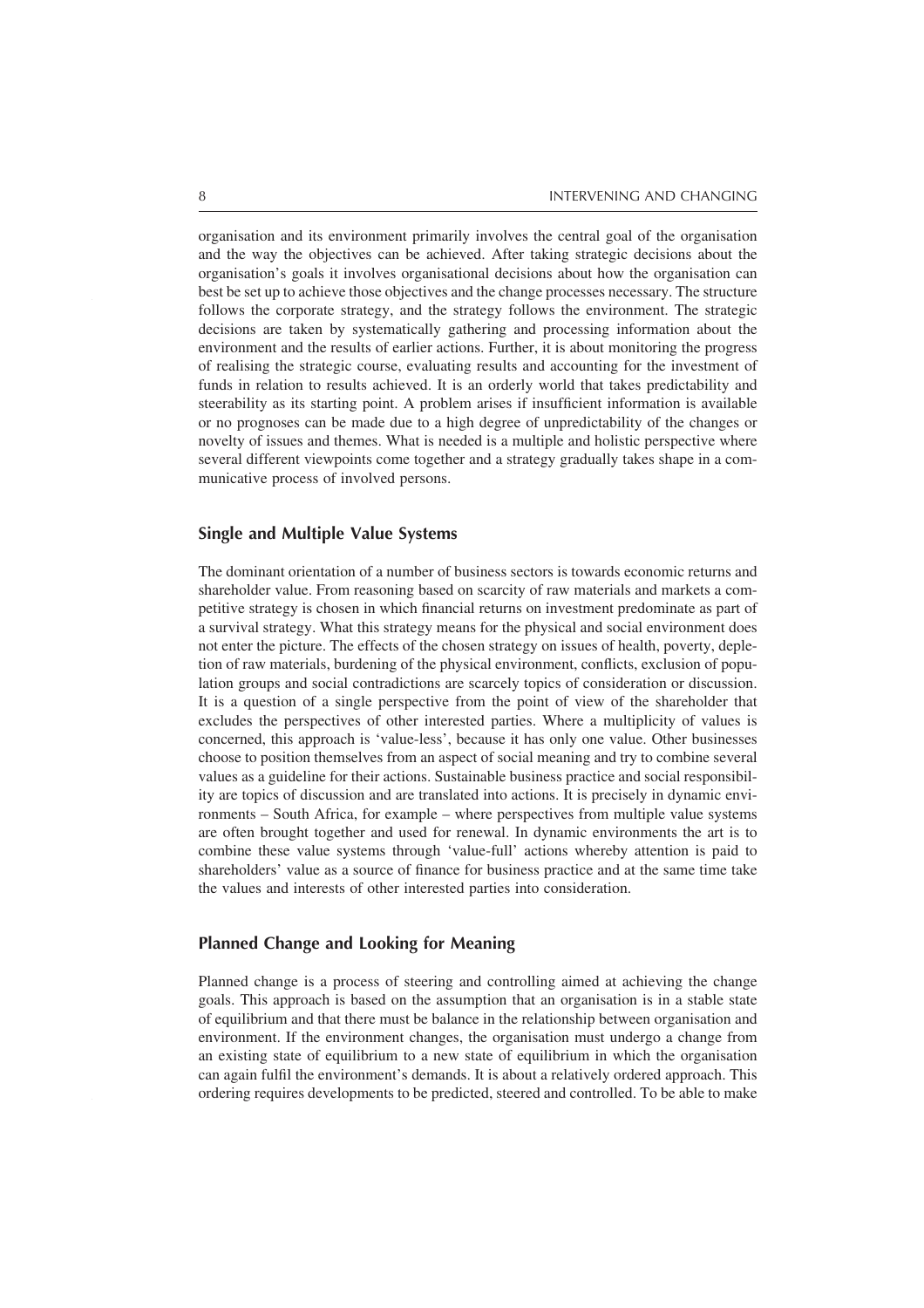organisation and its environment primarily involves the central goal of the organisation and the way the objectives can be achieved. After taking strategic decisions about the organisation's goals it involves organisational decisions about how the organisation can best be set up to achieve those objectives and the change processes necessary. The structure follows the corporate strategy, and the strategy follows the environment. The strategic decisions are taken by systematically gathering and processing information about the environment and the results of earlier actions. Further, it is about monitoring the progress of realising the strategic course, evaluating results and accounting for the investment of funds in relation to results achieved. It is an orderly world that takes predictability and steerability as its starting point. A problem arises if insufficient information is available or no prognoses can be made due to a high degree of unpredictability of the changes or novelty of issues and themes. What is needed is a multiple and holistic perspective where several different viewpoints come together and a strategy gradually takes shape in a communicative process of involved persons.

## Single and Multiple Value Systems

The dominant orientation of a number of business sectors is towards economic returns and shareholder value. From reasoning based on scarcity of raw materials and markets a competitive strategy is chosen in which financial returns on investment predominate as part of a survival strategy. What this strategy means for the physical and social environment does not enter the picture. The effects of the chosen strategy on issues of health, poverty, depletion of raw materials, burdening of the physical environment, conflicts, exclusion of population groups and social contradictions are scarcely topics of consideration or discussion. It is a question of a single perspective from the point of view of the shareholder that excludes the perspectives of other interested parties. Where a multiplicity of values is concerned, this approach is 'value-less', because it has only one value. Other businesses choose to position themselves from an aspect of social meaning and try to combine several values as a guideline for their actions. Sustainable business practice and social responsibility are topics of discussion and are translated into actions. It is precisely in dynamic environments – South Africa, for example – where perspectives from multiple value systems are often brought together and used for renewal. In dynamic environments the art is to combine these value systems through 'value-full' actions whereby attention is paid to shareholders' value as a source of finance for business practice and at the same time take the values and interests of other interested parties into consideration.

## Planned Change and Looking for Meaning

Planned change is a process of steering and controlling aimed at achieving the change goals. This approach is based on the assumption that an organisation is in a stable state of equilibrium and that there must be balance in the relationship between organisation and environment. If the environment changes, the organisation must undergo a change from an existing state of equilibrium to a new state of equilibrium in which the organisation can again fulfil the environment's demands. It is about a relatively ordered approach. This ordering requires developments to be predicted, steered and controlled. To be able to make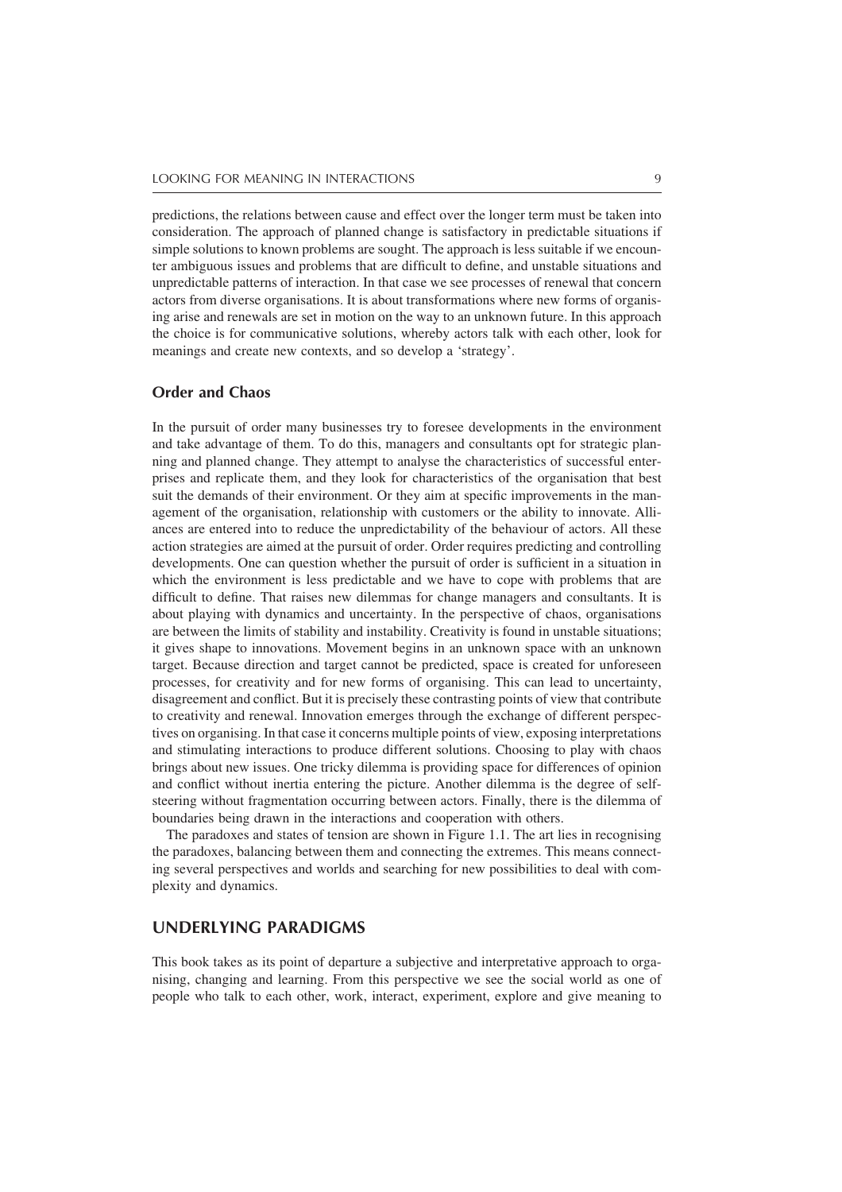predictions, the relations between cause and effect over the longer term must be taken into consideration. The approach of planned change is satisfactory in predictable situations if simple solutions to known problems are sought. The approach is less suitable if we encounter ambiguous issues and problems that are difficult to define, and unstable situations and unpredictable patterns of interaction. In that case we see processes of renewal that concern actors from diverse organisations. It is about transformations where new forms of organising arise and renewals are set in motion on the way to an unknown future. In this approach the choice is for communicative solutions, whereby actors talk with each other, look for meanings and create new contexts, and so develop a 'strategy'.

### Order and Chaos

In the pursuit of order many businesses try to foresee developments in the environment and take advantage of them. To do this, managers and consultants opt for strategic planning and planned change. They attempt to analyse the characteristics of successful enterprises and replicate them, and they look for characteristics of the organisation that best suit the demands of their environment. Or they aim at specific improvements in the management of the organisation, relationship with customers or the ability to innovate. Alliances are entered into to reduce the unpredictability of the behaviour of actors. All these action strategies are aimed at the pursuit of order. Order requires predicting and controlling developments. One can question whether the pursuit of order is sufficient in a situation in which the environment is less predictable and we have to cope with problems that are difficult to define. That raises new dilemmas for change managers and consultants. It is about playing with dynamics and uncertainty. In the perspective of chaos, organisations are between the limits of stability and instability. Creativity is found in unstable situations; it gives shape to innovations. Movement begins in an unknown space with an unknown target. Because direction and target cannot be predicted, space is created for unforeseen processes, for creativity and for new forms of organising. This can lead to uncertainty, disagreement and conflict. But it is precisely these contrasting points of view that contribute to creativity and renewal. Innovation emerges through the exchange of different perspectives on organising. In that case it concerns multiple points of view, exposing interpretations and stimulating interactions to produce different solutions. Choosing to play with chaos brings about new issues. One tricky dilemma is providing space for differences of opinion and conflict without inertia entering the picture. Another dilemma is the degree of self-steering without fragmentation occurring between actors. Finally, there is the dilemma of boundaries being drawn in the interactions and cooperation with others.

The paradoxes and states of tension are shown in Figure 1.1. The art lies in recognising the paradoxes, balancing between them and connecting the extremes. This means connecting several perspectives and worlds and searching for new possibilities to deal with complexity and dynamics.

## UNDERLYING PARADIGMS

This book takes as its point of departure a subjective and interpretative approach to organising, changing and learning. From this perspective we see the social world as one of people who talk to each other, work, interact, experiment, explore and give meaning to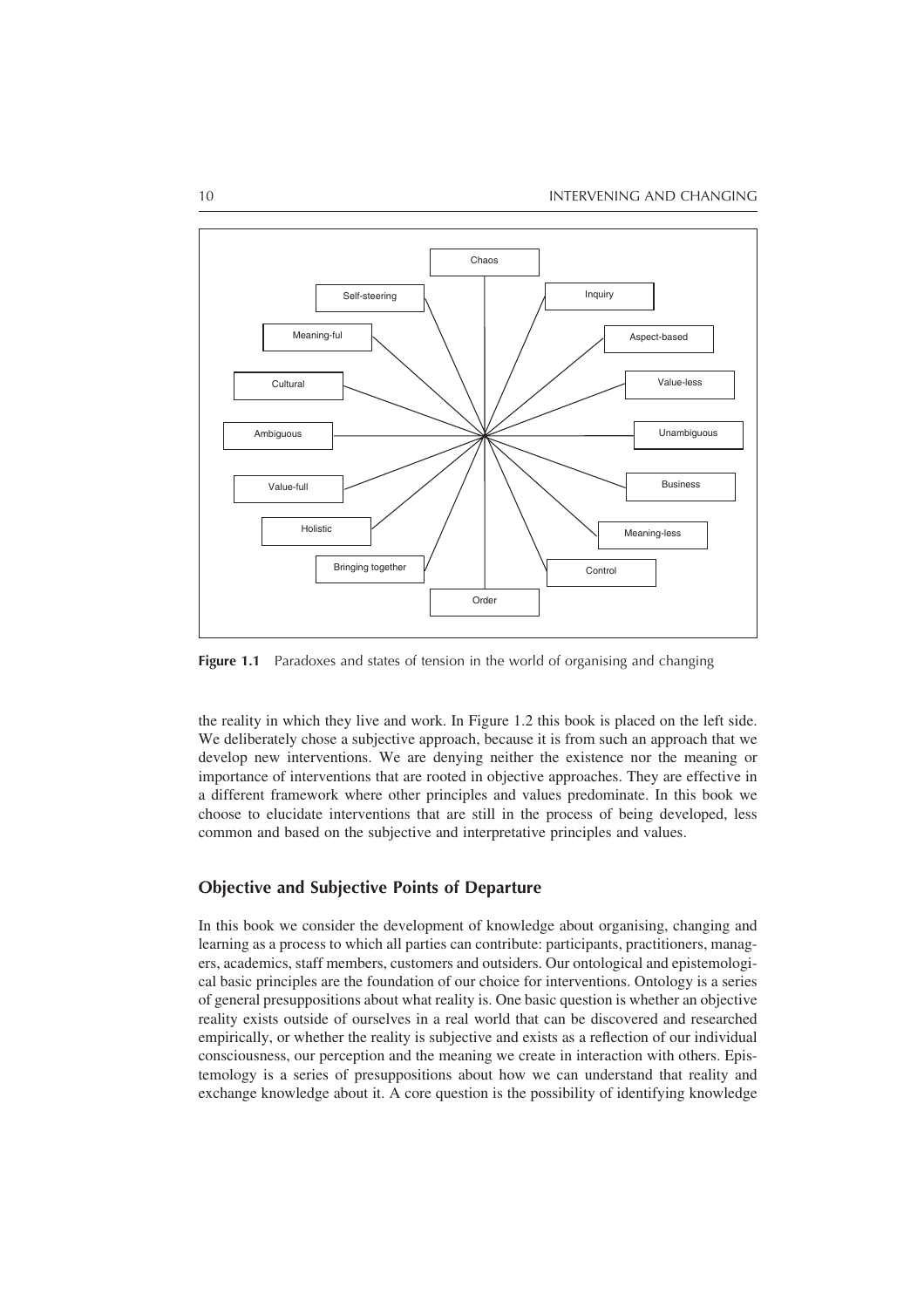Chaos

Self-steering

Inquiry

Meaning-ful

Aspect-based

Cultural

Value-less

Ambiguous

Unambiguous

Value-full

Business

Holistic

Meaning-less

Bringing together

Control

Order

**Figure 1.1** Paradoxes and states of tension in the world of organising and changing

the reality in which they live and work. In Figure 1.2 this book is placed on the left side. We deliberately chose a subjective approach, because it is from such an approach that we develop new interventions. We are denying neither the existence nor the meaning or importance of interventions that are rooted in objective approaches. They are effective in a different framework where other principles and values predominate. In this book we choose to elucidate interventions that are still in the process of being developed, less common and based on the subjective and interpretative principles and values.

## Objective and Subjective Points of Departure

In this book we consider the development of knowledge about organising, changing and learning as a process to which all parties can contribute: participants, practitioners, managers, academics, staff members, customers and outsiders. Our ontological and epistemological basic principles are the foundation of our choice for interventions. Ontology is a series of general presuppositions about what reality is. One basic question is whether an objective reality exists outside of ourselves in a real world that can be discovered and researched empirically, or whether the reality is subjective and exists as a reflection of our individual consciousness, our perception and the meaning we create in interaction with others. Epistemology is a series of presuppositions about how we can understand that reality and exchange knowledge about it. A core question is the possibility of identifying knowledge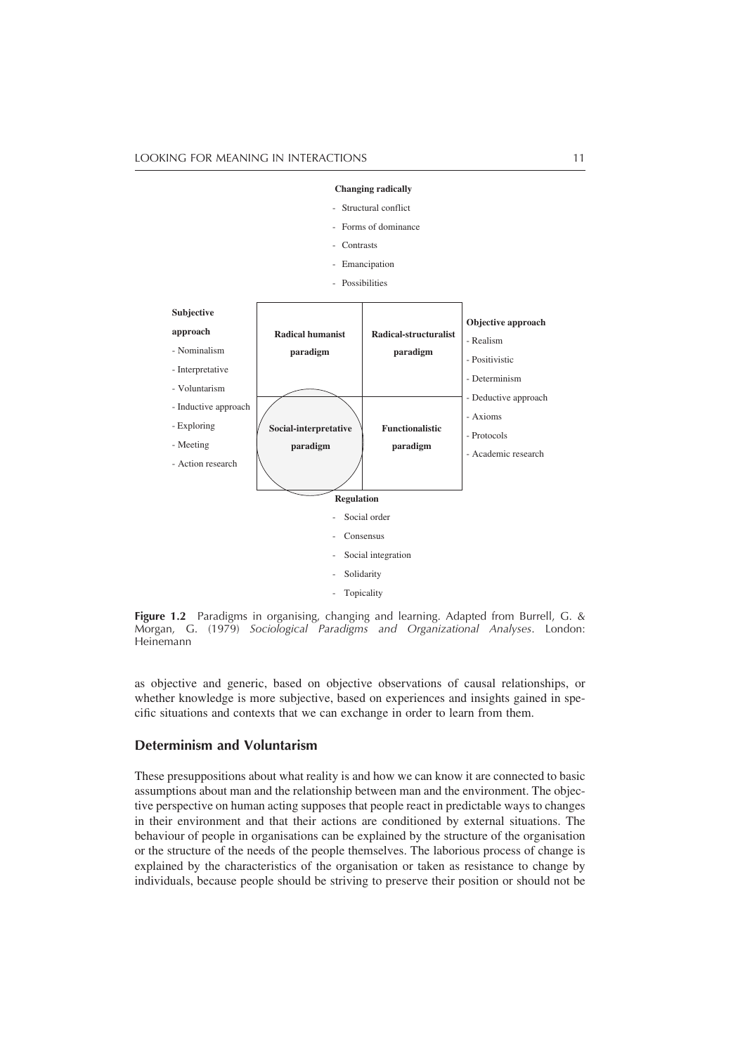**Changing radically**

- Structural conflict
- Forms of dominance
- Contrasts
- Emancipation
- Possibilities

**Subjective approach**

- Nominalism
- Interpretative
- Voluntarism
- Inductive approach
- Exploring
- Meeting
- Action research

| **Radical humanist paradigm** | **Radical-structuralist paradigm** |
| --- | --- |
| **Social-interpretative paradigm** | **Functionalistic paradigm** |

**Objective approach**

- Realism
- Positivistic
- Determinism
- Deductive approach
- Axioms
- Protocols
- Academic research

**Regulation**

- Social order
- Consensus
- Social integration
- Solidarity
- Topicality

**Figure 1.2** Paradigms in organising, changing and learning. Adapted from Burrell, G. & Morgan, G. (1979) *Sociological Paradigms and Organizational Analyses*. London: Heinemann

as objective and generic, based on objective observations of causal relationships, or whether knowledge is more subjective, based on experiences and insights gained in specific situations and contexts that we can exchange in order to learn from them.

## Determinism and Voluntarism

These presuppositions about what reality is and how we can know it are connected to basic assumptions about man and the relationship between man and the environment. The objective perspective on human acting supposes that people react in predictable ways to changes in their environment and that their actions are conditioned by external situations. The behaviour of people in organisations can be explained by the structure of the organisation or the structure of the needs of the people themselves. The laborious process of change is explained by the characteristics of the organisation or taken as resistance to change by individuals, because people should be striving to preserve their position or should not be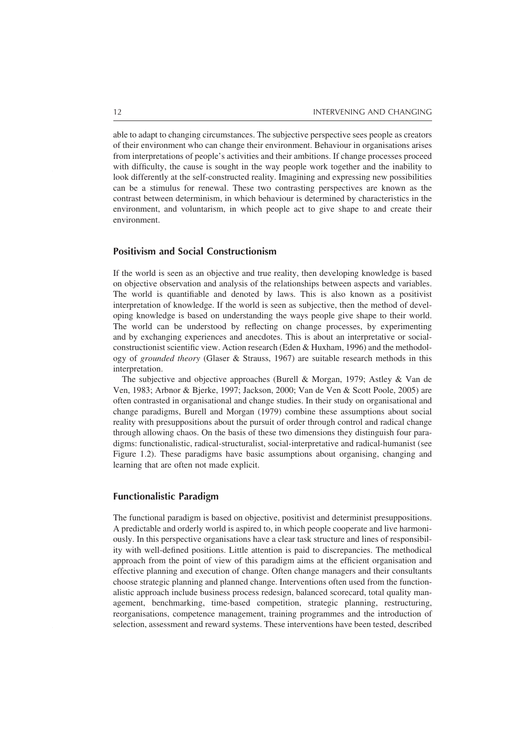able to adapt to changing circumstances. The subjective perspective sees people as creators of their environment who can change their environment. Behaviour in organisations arises from interpretations of people's activities and their ambitions. If change processes proceed with difficulty, the cause is sought in the way people work together and the inability to look differently at the self-constructed reality. Imagining and expressing new possibilities can be a stimulus for renewal. These two contrasting perspectives are known as the contrast between determinism, in which behaviour is determined by characteristics in the environment, and voluntarism, in which people act to give shape to and create their environment.

## Positivism and Social Constructionism

If the world is seen as an objective and true reality, then developing knowledge is based on objective observation and analysis of the relationships between aspects and variables. The world is quantifiable and denoted by laws. This is also known as a positivist interpretation of knowledge. If the world is seen as subjective, then the method of developing knowledge is based on understanding the ways people give shape to their world. The world can be understood by reflecting on change processes, by experimenting and by exchanging experiences and anecdotes. This is about an interpretative or social-constructionist scientific view. Action research (Eden & Huxham, 1996) and the methodology of *grounded theory* (Glaser & Strauss, 1967) are suitable research methods in this interpretation.

The subjective and objective approaches (Burell & Morgan, 1979; Astley & Van de Ven, 1983; Arbnor & Bjerke, 1997; Jackson, 2000; Van de Ven & Scott Poole, 2005) are often contrasted in organisational and change studies. In their study on organisational and change paradigms, Burell and Morgan (1979) combine these assumptions about social reality with presuppositions about the pursuit of order through control and radical change through allowing chaos. On the basis of these two dimensions they distinguish four paradigms: functionalistic, radical-structuralist, social-interpretative and radical-humanist (see Figure 1.2). These paradigms have basic assumptions about organising, changing and learning that are often not made explicit.

## Functionalistic Paradigm

The functional paradigm is based on objective, positivist and determinist presuppositions. A predictable and orderly world is aspired to, in which people cooperate and live harmoniously. In this perspective organisations have a clear task structure and lines of responsibility with well-defined positions. Little attention is paid to discrepancies. The methodical approach from the point of view of this paradigm aims at the efficient organisation and effective planning and execution of change. Often change managers and their consultants choose strategic planning and planned change. Interventions often used from the functionalistic approach include business process redesign, balanced scorecard, total quality management, benchmarking, time-based competition, strategic planning, restructuring, reorganisations, competence management, training programmes and the introduction of selection, assessment and reward systems. These interventions have been tested, described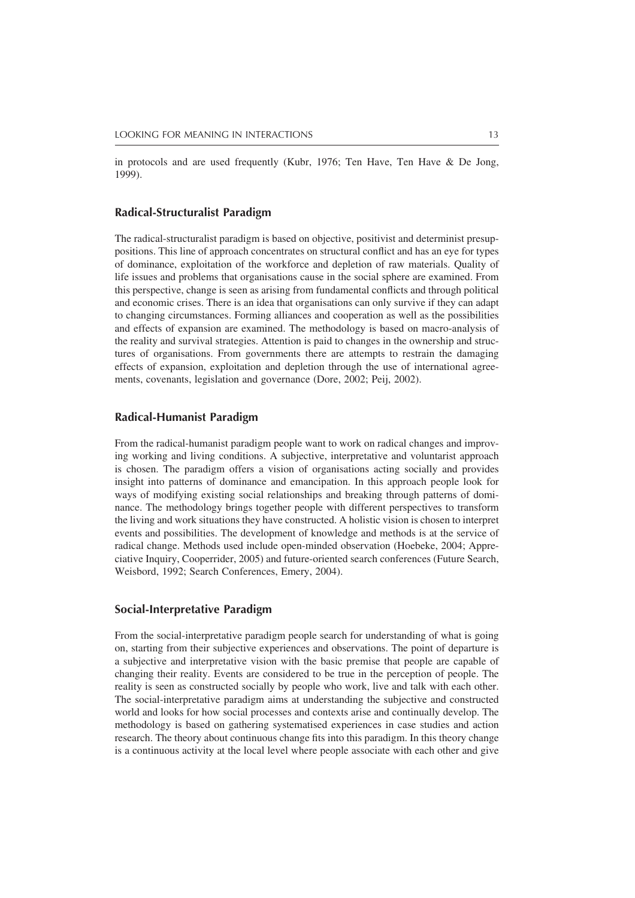in protocols and are used frequently (Kubr, 1976; Ten Have, Ten Have & De Jong, 1999).

## Radical-Structuralist Paradigm

The radical-structuralist paradigm is based on objective, positivist and determinist presuppositions. This line of approach concentrates on structural conflict and has an eye for types of dominance, exploitation of the workforce and depletion of raw materials. Quality of life issues and problems that organisations cause in the social sphere are examined. From this perspective, change is seen as arising from fundamental conflicts and through political and economic crises. There is an idea that organisations can only survive if they can adapt to changing circumstances. Forming alliances and cooperation as well as the possibilities and effects of expansion are examined. The methodology is based on macro-analysis of the reality and survival strategies. Attention is paid to changes in the ownership and structures of organisations. From governments there are attempts to restrain the damaging effects of expansion, exploitation and depletion through the use of international agreements, covenants, legislation and governance (Dore, 2002; Peij, 2002).

## Radical-Humanist Paradigm

From the radical-humanist paradigm people want to work on radical changes and improving working and living conditions. A subjective, interpretative and voluntarist approach is chosen. The paradigm offers a vision of organisations acting socially and provides insight into patterns of dominance and emancipation. In this approach people look for ways of modifying existing social relationships and breaking through patterns of dominance. The methodology brings together people with different perspectives to transform the living and work situations they have constructed. A holistic vision is chosen to interpret events and possibilities. The development of knowledge and methods is at the service of radical change. Methods used include open-minded observation (Hoebeke, 2004; Appreciative Inquiry, Cooperrider, 2005) and future-oriented search conferences (Future Search, Weisbord, 1992; Search Conferences, Emery, 2004).

## Social-Interpretative Paradigm

From the social-interpretative paradigm people search for understanding of what is going on, starting from their subjective experiences and observations. The point of departure is a subjective and interpretative vision with the basic premise that people are capable of changing their reality. Events are considered to be true in the perception of people. The reality is seen as constructed socially by people who work, live and talk with each other. The social-interpretative paradigm aims at understanding the subjective and constructed world and looks for how social processes and contexts arise and continually develop. The methodology is based on gathering systematised experiences in case studies and action research. The theory about continuous change fits into this paradigm. In this theory change is a continuous activity at the local level where people associate with each other and give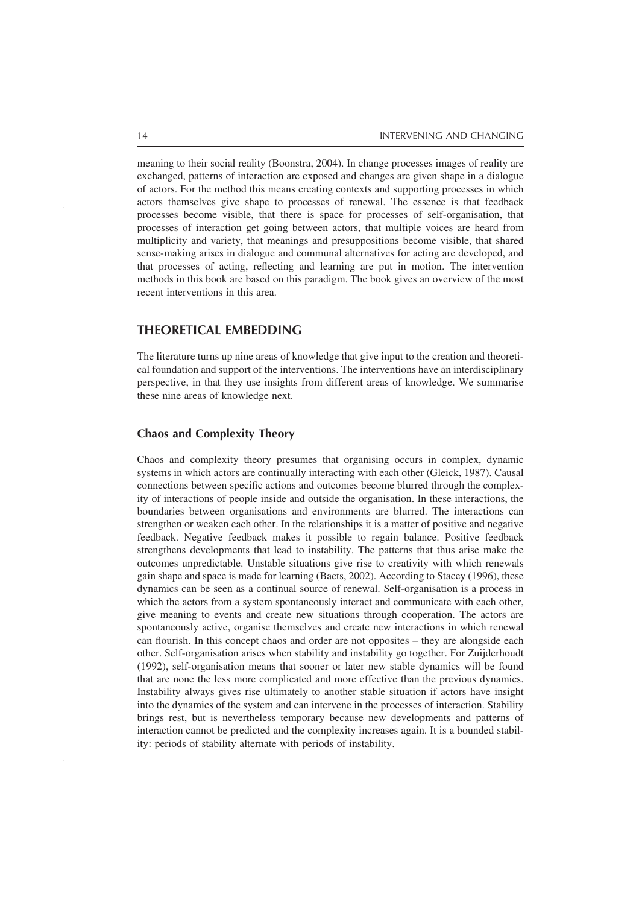meaning to their social reality (Boonstra, 2004). In change processes images of reality are exchanged, patterns of interaction are exposed and changes are given shape in a dialogue of actors. For the method this means creating contexts and supporting processes in which actors themselves give shape to processes of renewal. The essence is that feedback processes become visible, that there is space for processes of self-organisation, that processes of interaction get going between actors, that multiple voices are heard from multiplicity and variety, that meanings and presuppositions become visible, that shared sense-making arises in dialogue and communal alternatives for acting are developed, and that processes of acting, reflecting and learning are put in motion. The intervention methods in this book are based on this paradigm. The book gives an overview of the most recent interventions in this area.

## THEORETICAL EMBEDDING

The literature turns up nine areas of knowledge that give input to the creation and theoretical foundation and support of the interventions. The interventions have an interdisciplinary perspective, in that they use insights from different areas of knowledge. We summarise these nine areas of knowledge next.

### Chaos and Complexity Theory

Chaos and complexity theory presumes that organising occurs in complex, dynamic systems in which actors are continually interacting with each other (Gleick, 1987). Causal connections between specific actions and outcomes become blurred through the complexity of interactions of people inside and outside the organisation. In these interactions, the boundaries between organisations and environments are blurred. The interactions can strengthen or weaken each other. In the relationships it is a matter of positive and negative feedback. Negative feedback makes it possible to regain balance. Positive feedback strengthens developments that lead to instability. The patterns that thus arise make the outcomes unpredictable. Unstable situations give rise to creativity with which renewals gain shape and space is made for learning (Baets, 2002). According to Stacey (1996), these dynamics can be seen as a continual source of renewal. Self-organisation is a process in which the actors from a system spontaneously interact and communicate with each other, give meaning to events and create new situations through cooperation. The actors are spontaneously active, organise themselves and create new interactions in which renewal can flourish. In this concept chaos and order are not opposites – they are alongside each other. Self-organisation arises when stability and instability go together. For Zuijderhoudt (1992), self-organisation means that sooner or later new stable dynamics will be found that are none the less more complicated and more effective than the previous dynamics. Instability always gives rise ultimately to another stable situation if actors have insight into the dynamics of the system and can intervene in the processes of interaction. Stability brings rest, but is nevertheless temporary because new developments and patterns of interaction cannot be predicted and the complexity increases again. It is a bounded stability: periods of stability alternate with periods of instability.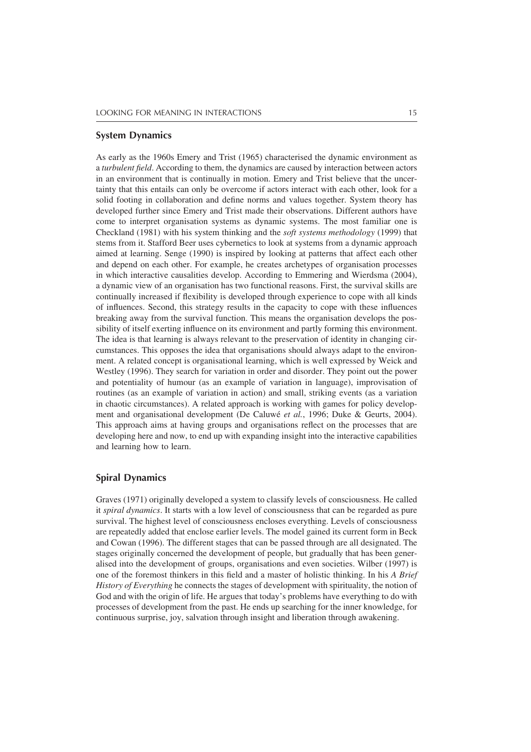## System Dynamics

As early as the 1960s Emery and Trist (1965) characterised the dynamic environment as a *turbulent field*. According to them, the dynamics are caused by interaction between actors in an environment that is continually in motion. Emery and Trist believe that the uncertainty that this entails can only be overcome if actors interact with each other, look for a solid footing in collaboration and define norms and values together. System theory has developed further since Emery and Trist made their observations. Different authors have come to interpret organisation systems as dynamic systems. The most familiar one is Checkland (1981) with his system thinking and the *soft systems methodology* (1999) that stems from it. Stafford Beer uses cybernetics to look at systems from a dynamic approach aimed at learning. Senge (1990) is inspired by looking at patterns that affect each other and depend on each other. For example, he creates archetypes of organisation processes in which interactive causalities develop. According to Emmering and Wierdsma (2004), a dynamic view of an organisation has two functional reasons. First, the survival skills are continually increased if flexibility is developed through experience to cope with all kinds of influences. Second, this strategy results in the capacity to cope with these influences breaking away from the survival function. This means the organisation develops the possibility of itself exerting influence on its environment and partly forming this environment. The idea is that learning is always relevant to the preservation of identity in changing circumstances. This opposes the idea that organisations should always adapt to the environment. A related concept is organisational learning, which is well expressed by Weick and Westley (1996). They search for variation in order and disorder. They point out the power and potentiality of humour (as an example of variation in language), improvisation of routines (as an example of variation in action) and small, striking events (as a variation in chaotic circumstances). A related approach is working with games for policy development and organisational development (De Caluwé *et al.*, 1996; Duke & Geurts, 2004). This approach aims at having groups and organisations reflect on the processes that are developing here and now, to end up with expanding insight into the interactive capabilities and learning how to learn.

## Spiral Dynamics

Graves (1971) originally developed a system to classify levels of consciousness. He called it *spiral dynamics*. It starts with a low level of consciousness that can be regarded as pure survival. The highest level of consciousness encloses everything. Levels of consciousness are repeatedly added that enclose earlier levels. The model gained its current form in Beck and Cowan (1996). The different stages that can be passed through are all designated. The stages originally concerned the development of people, but gradually that has been generalised into the development of groups, organisations and even societies. Wilber (1997) is one of the foremost thinkers in this field and a master of holistic thinking. In his *A Brief History of Everything* he connects the stages of development with spirituality, the notion of God and with the origin of life. He argues that today's problems have everything to do with processes of development from the past. He ends up searching for the inner knowledge, for continuous surprise, joy, salvation through insight and liberation through awakening.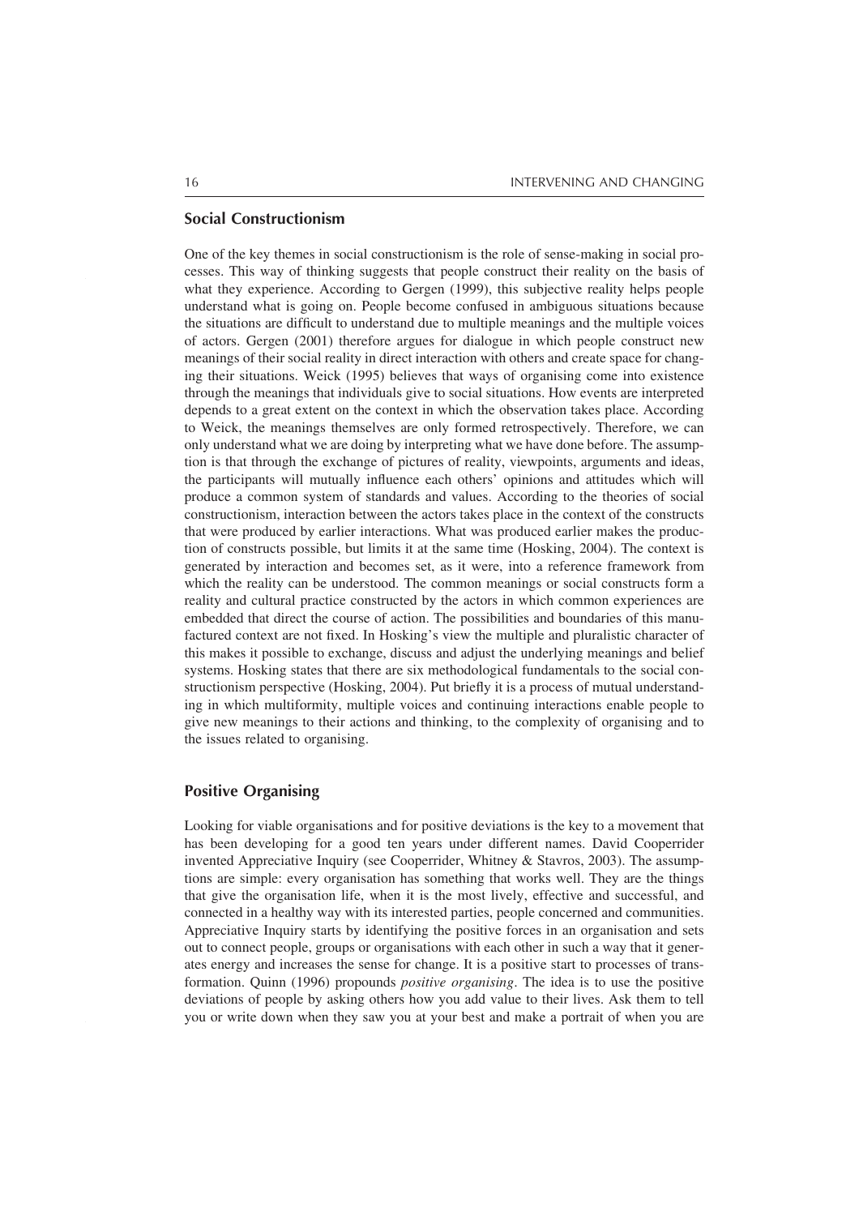## Social Constructionism

One of the key themes in social constructionism is the role of sense-making in social processes. This way of thinking suggests that people construct their reality on the basis of what they experience. According to Gergen (1999), this subjective reality helps people understand what is going on. People become confused in ambiguous situations because the situations are difficult to understand due to multiple meanings and the multiple voices of actors. Gergen (2001) therefore argues for dialogue in which people construct new meanings of their social reality in direct interaction with others and create space for changing their situations. Weick (1995) believes that ways of organising come into existence through the meanings that individuals give to social situations. How events are interpreted depends to a great extent on the context in which the observation takes place. According to Weick, the meanings themselves are only formed retrospectively. Therefore, we can only understand what we are doing by interpreting what we have done before. The assumption is that through the exchange of pictures of reality, viewpoints, arguments and ideas, the participants will mutually influence each others' opinions and attitudes which will produce a common system of standards and values. According to the theories of social constructionism, interaction between the actors takes place in the context of the constructs that were produced by earlier interactions. What was produced earlier makes the production of constructs possible, but limits it at the same time (Hosking, 2004). The context is generated by interaction and becomes set, as it were, into a reference framework from which the reality can be understood. The common meanings or social constructs form a reality and cultural practice constructed by the actors in which common experiences are embedded that direct the course of action. The possibilities and boundaries of this manufactured context are not fixed. In Hosking's view the multiple and pluralistic character of this makes it possible to exchange, discuss and adjust the underlying meanings and belief systems. Hosking states that there are six methodological fundamentals to the social constructionism perspective (Hosking, 2004). Put briefly it is a process of mutual understanding in which multiformity, multiple voices and continuing interactions enable people to give new meanings to their actions and thinking, to the complexity of organising and to the issues related to organising.

## Positive Organising

Looking for viable organisations and for positive deviations is the key to a movement that has been developing for a good ten years under different names. David Cooperrider invented Appreciative Inquiry (see Cooperrider, Whitney & Stavros, 2003). The assumptions are simple: every organisation has something that works well. They are the things that give the organisation life, when it is the most lively, effective and successful, and connected in a healthy way with its interested parties, people concerned and communities. Appreciative Inquiry starts by identifying the positive forces in an organisation and sets out to connect people, groups or organisations with each other in such a way that it generates energy and increases the sense for change. It is a positive start to processes of transformation. Quinn (1996) propounds *positive organising*. The idea is to use the positive deviations of people by asking others how you add value to their lives. Ask them to tell you or write down when they saw you at your best and make a portrait of when you are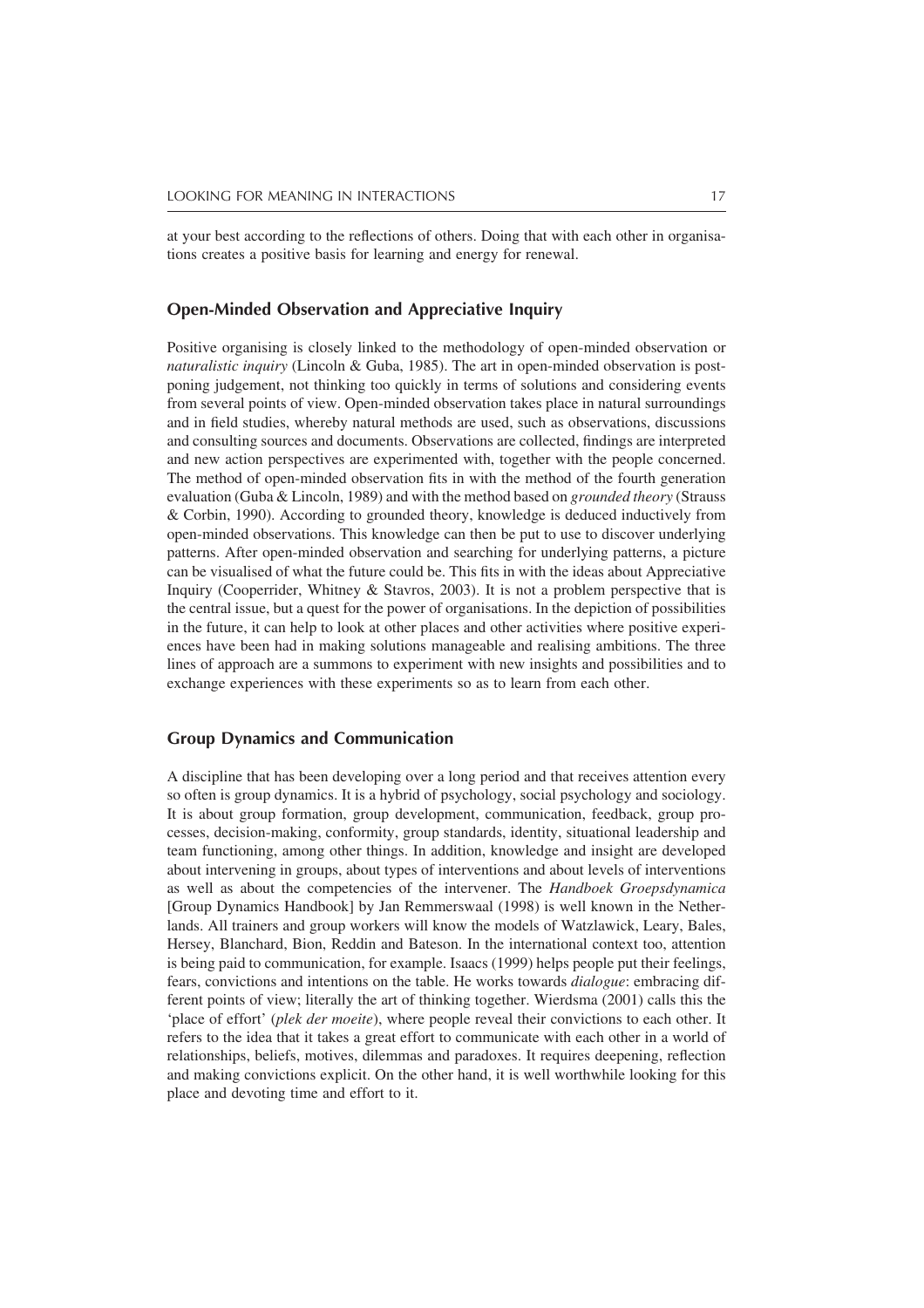at your best according to the reflections of others. Doing that with each other in organisations creates a positive basis for learning and energy for renewal.

## Open-Minded Observation and Appreciative Inquiry

Positive organising is closely linked to the methodology of open-minded observation or *naturalistic inquiry* (Lincoln & Guba, 1985). The art in open-minded observation is postponing judgement, not thinking too quickly in terms of solutions and considering events from several points of view. Open-minded observation takes place in natural surroundings and in field studies, whereby natural methods are used, such as observations, discussions and consulting sources and documents. Observations are collected, findings are interpreted and new action perspectives are experimented with, together with the people concerned. The method of open-minded observation fits in with the method of the fourth generation evaluation (Guba & Lincoln, 1989) and with the method based on *grounded theory* (Strauss & Corbin, 1990). According to grounded theory, knowledge is deduced inductively from open-minded observations. This knowledge can then be put to use to discover underlying patterns. After open-minded observation and searching for underlying patterns, a picture can be visualised of what the future could be. This fits in with the ideas about Appreciative Inquiry (Cooperrider, Whitney & Stavros, 2003). It is not a problem perspective that is the central issue, but a quest for the power of organisations. In the depiction of possibilities in the future, it can help to look at other places and other activities where positive experiences have been had in making solutions manageable and realising ambitions. The three lines of approach are a summons to experiment with new insights and possibilities and to exchange experiences with these experiments so as to learn from each other.

## Group Dynamics and Communication

A discipline that has been developing over a long period and that receives attention every so often is group dynamics. It is a hybrid of psychology, social psychology and sociology. It is about group formation, group development, communication, feedback, group processes, decision-making, conformity, group standards, identity, situational leadership and team functioning, among other things. In addition, knowledge and insight are developed about intervening in groups, about types of interventions and about levels of interventions as well as about the competencies of the intervener. The *Handboek Groepsdynamica* [Group Dynamics Handbook] by Jan Remmerswaal (1998) is well known in the Netherlands. All trainers and group workers will know the models of Watzlawick, Leary, Bales, Hersey, Blanchard, Bion, Reddin and Bateson. In the international context too, attention is being paid to communication, for example. Isaacs (1999) helps people put their feelings, fears, convictions and intentions on the table. He works towards *dialogue*: embracing different points of view; literally the art of thinking together. Wierdsma (2001) calls this the 'place of effort' (*plek der moeite*), where people reveal their convictions to each other. It refers to the idea that it takes a great effort to communicate with each other in a world of relationships, beliefs, motives, dilemmas and paradoxes. It requires deepening, reflection and making convictions explicit. On the other hand, it is well worthwhile looking for this place and devoting time and effort to it.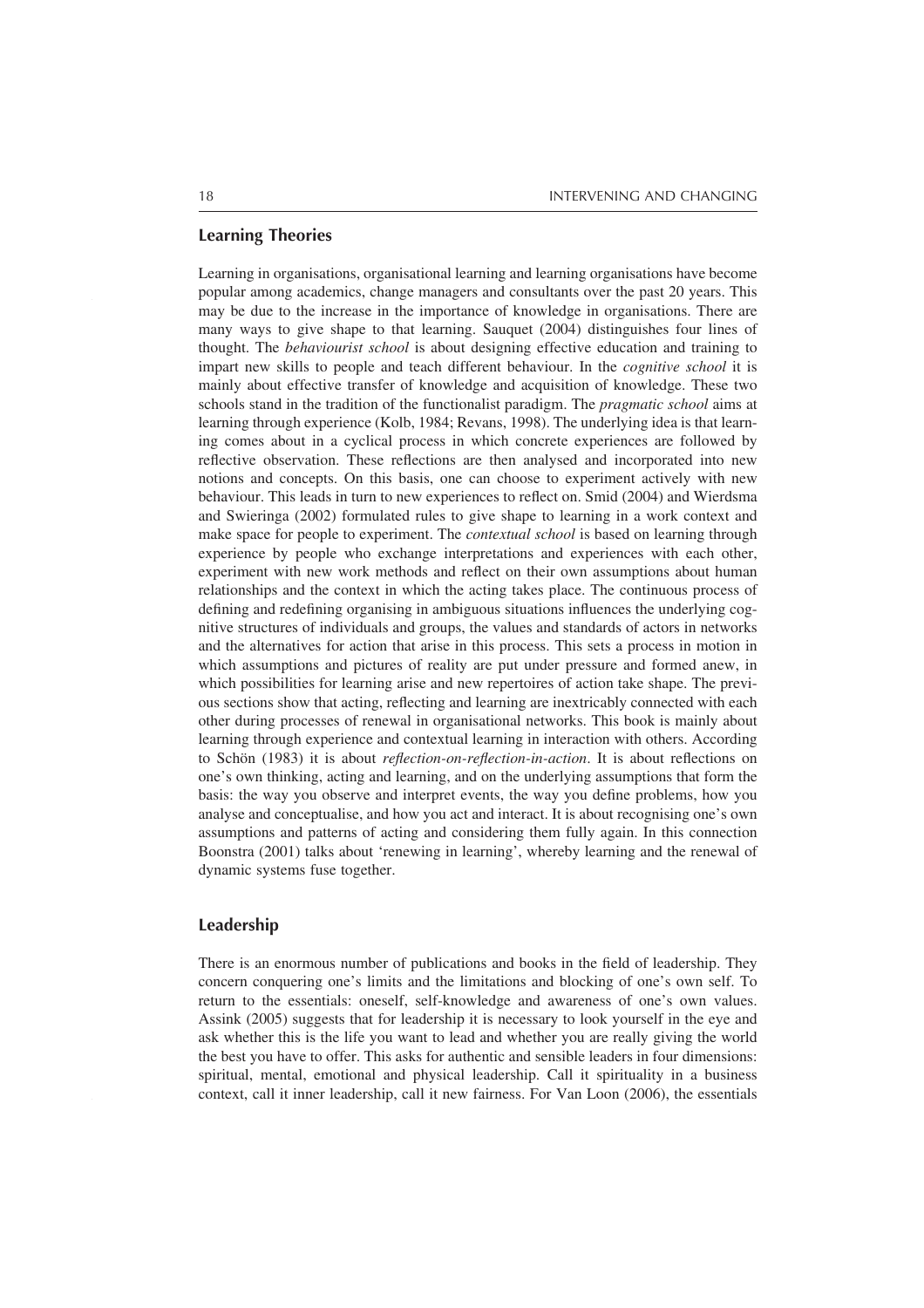## Learning Theories

Learning in organisations, organisational learning and learning organisations have become popular among academics, change managers and consultants over the past 20 years. This may be due to the increase in the importance of knowledge in organisations. There are many ways to give shape to that learning. Sauquet (2004) distinguishes four lines of thought. The *behaviourist school* is about designing effective education and training to impart new skills to people and teach different behaviour. In the *cognitive school* it is mainly about effective transfer of knowledge and acquisition of knowledge. These two schools stand in the tradition of the functionalist paradigm. The *pragmatic school* aims at learning through experience (Kolb, 1984; Revans, 1998). The underlying idea is that learning comes about in a cyclical process in which concrete experiences are followed by reflective observation. These reflections are then analysed and incorporated into new notions and concepts. On this basis, one can choose to experiment actively with new behaviour. This leads in turn to new experiences to reflect on. Smid (2004) and Wierdsma and Swieringa (2002) formulated rules to give shape to learning in a work context and make space for people to experiment. The *contextual school* is based on learning through experience by people who exchange interpretations and experiences with each other, experiment with new work methods and reflect on their own assumptions about human relationships and the context in which the acting takes place. The continuous process of defining and redefining organising in ambiguous situations influences the underlying cognitive structures of individuals and groups, the values and standards of actors in networks and the alternatives for action that arise in this process. This sets a process in motion in which assumptions and pictures of reality are put under pressure and formed anew, in which possibilities for learning arise and new repertoires of action take shape. The previous sections show that acting, reflecting and learning are inextricably connected with each other during processes of renewal in organisational networks. This book is mainly about learning through experience and contextual learning in interaction with others. According to Schön (1983) it is about *reflection-on-reflection-in-action*. It is about reflections on one's own thinking, acting and learning, and on the underlying assumptions that form the basis: the way you observe and interpret events, the way you define problems, how you analyse and conceptualise, and how you act and interact. It is about recognising one's own assumptions and patterns of acting and considering them fully again. In this connection Boonstra (2001) talks about 'renewing in learning', whereby learning and the renewal of dynamic systems fuse together.

## Leadership

There is an enormous number of publications and books in the field of leadership. They concern conquering one's limits and the limitations and blocking of one's own self. To return to the essentials: oneself, self-knowledge and awareness of one's own values. Assink (2005) suggests that for leadership it is necessary to look yourself in the eye and ask whether this is the life you want to lead and whether you are really giving the world the best you have to offer. This asks for authentic and sensible leaders in four dimensions: spiritual, mental, emotional and physical leadership. Call it spirituality in a business context, call it inner leadership, call it new fairness. For Van Loon (2006), the essentials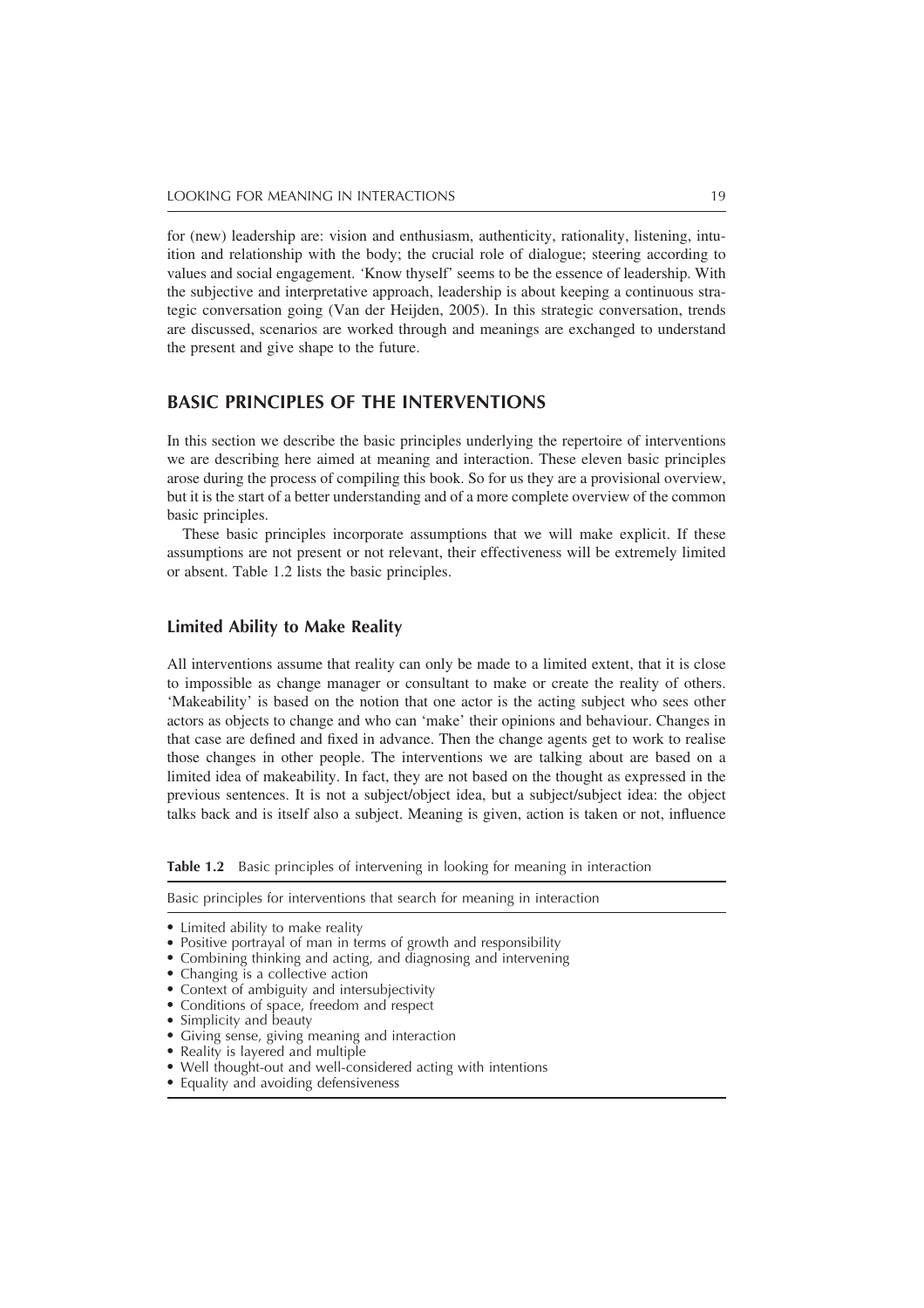for (new) leadership are: vision and enthusiasm, authenticity, rationality, listening, intuition and relationship with the body; the crucial role of dialogue; steering according to values and social engagement. 'Know thyself' seems to be the essence of leadership. With the subjective and interpretative approach, leadership is about keeping a continuous strategic conversation going (Van der Heijden, 2005). In this strategic conversation, trends are discussed, scenarios are worked through and meanings are exchanged to understand the present and give shape to the future.

## BASIC PRINCIPLES OF THE INTERVENTIONS

In this section we describe the basic principles underlying the repertoire of interventions we are describing here aimed at meaning and interaction. These eleven basic principles arose during the process of compiling this book. So for us they are a provisional overview, but it is the start of a better understanding and of a more complete overview of the common basic principles.

These basic principles incorporate assumptions that we will make explicit. If these assumptions are not present or not relevant, their effectiveness will be extremely limited or absent. Table 1.2 lists the basic principles.

### Limited Ability to Make Reality

All interventions assume that reality can only be made to a limited extent, that it is close to impossible as change manager or consultant to make or create the reality of others. 'Makeability' is based on the notion that one actor is the acting subject who sees other actors as objects to change and who can 'make' their opinions and behaviour. Changes in that case are defined and fixed in advance. Then the change agents get to work to realise those changes in other people. The interventions we are talking about are based on a limited idea of makeability. In fact, they are not based on the thought as expressed in the previous sentences. It is not a subject/object idea, but a subject/subject idea: the object talks back and is itself also a subject. Meaning is given, action is taken or not, influence

**Table 1.2** Basic principles of intervening in looking for meaning in interaction

| Basic principles for interventions that search for meaning in interaction |
|---|
| • Limited ability to make reality<br>• Positive portrayal of man in terms of growth and responsibility<br>• Combining thinking and acting, and diagnosing and intervening<br>• Changing is a collective action<br>• Context of ambiguity and intersubjectivity<br>• Conditions of space, freedom and respect<br>• Simplicity and beauty<br>• Giving sense, giving meaning and interaction<br>• Reality is layered and multiple<br>• Well thought-out and well-considered acting with intentions<br>• Equality and avoiding defensiveness |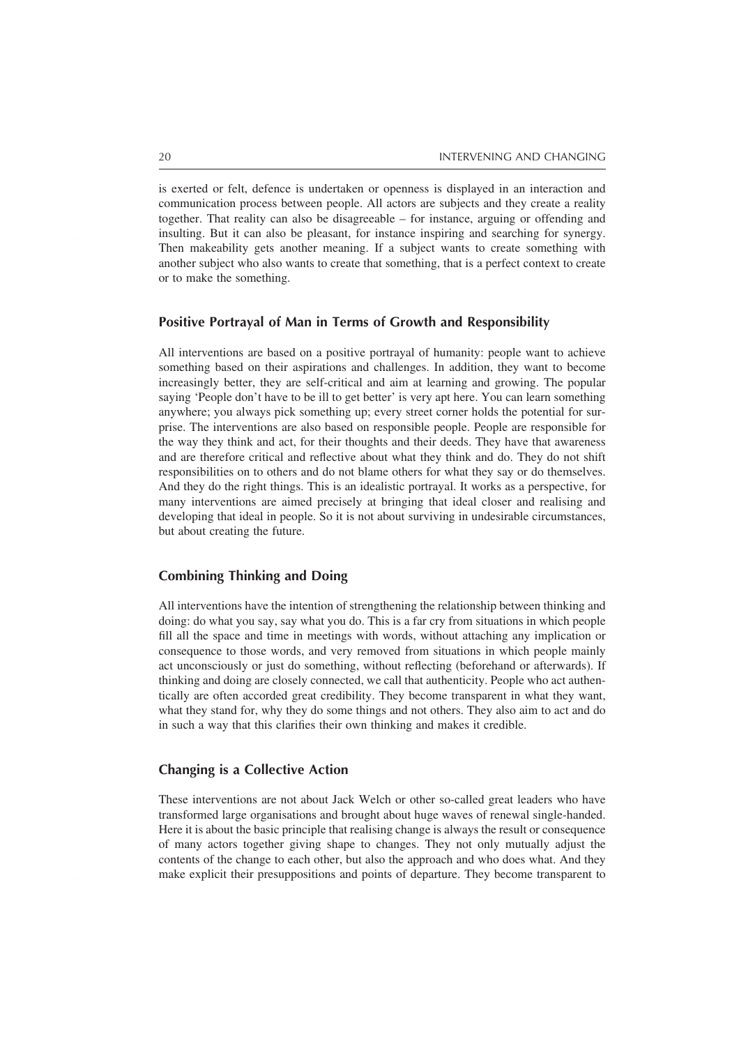is exerted or felt, defence is undertaken or openness is displayed in an interaction and communication process between people. All actors are subjects and they create a reality together. That reality can also be disagreeable – for instance, arguing or offending and insulting. But it can also be pleasant, for instance inspiring and searching for synergy. Then makeability gets another meaning. If a subject wants to create something with another subject who also wants to create that something, that is a perfect context to create or to make the something.

## Positive Portrayal of Man in Terms of Growth and Responsibility

All interventions are based on a positive portrayal of humanity: people want to achieve something based on their aspirations and challenges. In addition, they want to become increasingly better, they are self-critical and aim at learning and growing. The popular saying 'People don't have to be ill to get better' is very apt here. You can learn something anywhere; you always pick something up; every street corner holds the potential for surprise. The interventions are also based on responsible people. People are responsible for the way they think and act, for their thoughts and their deeds. They have that awareness and are therefore critical and reflective about what they think and do. They do not shift responsibilities on to others and do not blame others for what they say or do themselves. And they do the right things. This is an idealistic portrayal. It works as a perspective, for many interventions are aimed precisely at bringing that ideal closer and realising and developing that ideal in people. So it is not about surviving in undesirable circumstances, but about creating the future.

## Combining Thinking and Doing

All interventions have the intention of strengthening the relationship between thinking and doing: do what you say, say what you do. This is a far cry from situations in which people fill all the space and time in meetings with words, without attaching any implication or consequence to those words, and very removed from situations in which people mainly act unconsciously or just do something, without reflecting (beforehand or afterwards). If thinking and doing are closely connected, we call that authenticity. People who act authentically are often accorded great credibility. They become transparent in what they want, what they stand for, why they do some things and not others. They also aim to act and do in such a way that this clarifies their own thinking and makes it credible.

## Changing is a Collective Action

These interventions are not about Jack Welch or other so-called great leaders who have transformed large organisations and brought about huge waves of renewal single-handed. Here it is about the basic principle that realising change is always the result or consequence of many actors together giving shape to changes. They not only mutually adjust the contents of the change to each other, but also the approach and who does what. And they make explicit their presuppositions and points of departure. They become transparent to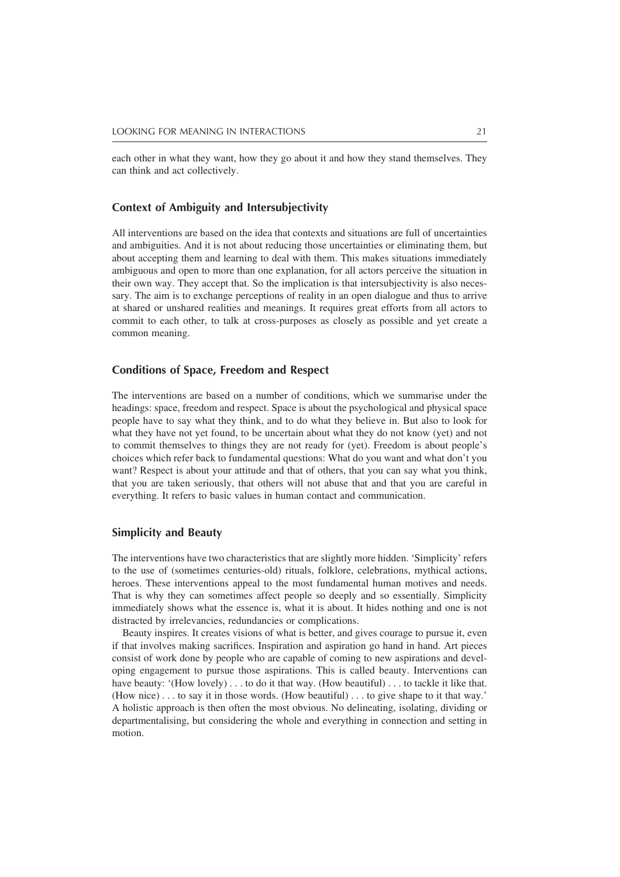each other in what they want, how they go about it and how they stand themselves. They can think and act collectively.

### Context of Ambiguity and Intersubjectivity

All interventions are based on the idea that contexts and situations are full of uncertainties and ambiguities. And it is not about reducing those uncertainties or eliminating them, but about accepting them and learning to deal with them. This makes situations immediately ambiguous and open to more than one explanation, for all actors perceive the situation in their own way. They accept that. So the implication is that intersubjectivity is also necessary. The aim is to exchange perceptions of reality in an open dialogue and thus to arrive at shared or unshared realities and meanings. It requires great efforts from all actors to commit to each other, to talk at cross-purposes as closely as possible and yet create a common meaning.

### Conditions of Space, Freedom and Respect

The interventions are based on a number of conditions, which we summarise under the headings: space, freedom and respect. Space is about the psychological and physical space people have to say what they think, and to do what they believe in. But also to look for what they have not yet found, to be uncertain about what they do not know (yet) and not to commit themselves to things they are not ready for (yet). Freedom is about people's choices which refer back to fundamental questions: What do you want and what don't you want? Respect is about your attitude and that of others, that you can say what you think, that you are taken seriously, that others will not abuse that and that you are careful in everything. It refers to basic values in human contact and communication.

### Simplicity and Beauty

The interventions have two characteristics that are slightly more hidden. 'Simplicity' refers to the use of (sometimes centuries-old) rituals, folklore, celebrations, mythical actions, heroes. These interventions appeal to the most fundamental human motives and needs. That is why they can sometimes affect people so deeply and so essentially. Simplicity immediately shows what the essence is, what it is about. It hides nothing and one is not distracted by irrelevancies, redundancies or complications.

Beauty inspires. It creates visions of what is better, and gives courage to pursue it, even if that involves making sacrifices. Inspiration and aspiration go hand in hand. Art pieces consist of work done by people who are capable of coming to new aspirations and developing engagement to pursue those aspirations. This is called beauty. Interventions can have beauty: '(How lovely) . . . to do it that way. (How beautiful) . . . to tackle it like that. (How nice) . . . to say it in those words. (How beautiful) . . . to give shape to it that way.' A holistic approach is then often the most obvious. No delineating, isolating, dividing or departmentalising, but considering the whole and everything in connection and setting in motion.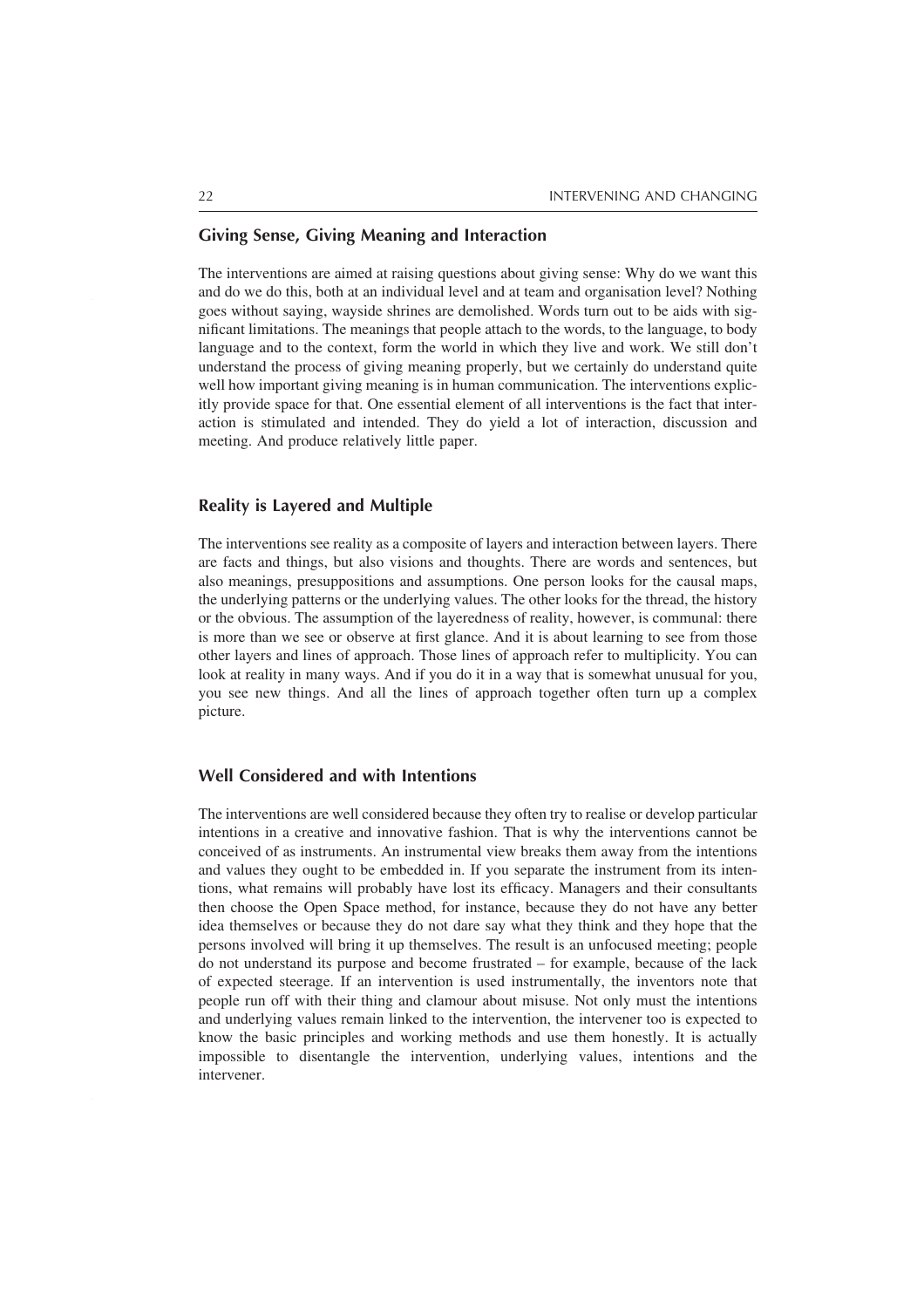## Giving Sense, Giving Meaning and Interaction

The interventions are aimed at raising questions about giving sense: Why do we want this and do we do this, both at an individual level and at team and organisation level? Nothing goes without saying, wayside shrines are demolished. Words turn out to be aids with significant limitations. The meanings that people attach to the words, to the language, to body language and to the context, form the world in which they live and work. We still don't understand the process of giving meaning properly, but we certainly do understand quite well how important giving meaning is in human communication. The interventions explicitly provide space for that. One essential element of all interventions is the fact that interaction is stimulated and intended. They do yield a lot of interaction, discussion and meeting. And produce relatively little paper.

## Reality is Layered and Multiple

The interventions see reality as a composite of layers and interaction between layers. There are facts and things, but also visions and thoughts. There are words and sentences, but also meanings, presuppositions and assumptions. One person looks for the causal maps, the underlying patterns or the underlying values. The other looks for the thread, the history or the obvious. The assumption of the layeredness of reality, however, is communal: there is more than we see or observe at first glance. And it is about learning to see from those other layers and lines of approach. Those lines of approach refer to multiplicity. You can look at reality in many ways. And if you do it in a way that is somewhat unusual for you, you see new things. And all the lines of approach together often turn up a complex picture.

## Well Considered and with Intentions

The interventions are well considered because they often try to realise or develop particular intentions in a creative and innovative fashion. That is why the interventions cannot be conceived of as instruments. An instrumental view breaks them away from the intentions and values they ought to be embedded in. If you separate the instrument from its intentions, what remains will probably have lost its efficacy. Managers and their consultants then choose the Open Space method, for instance, because they do not have any better idea themselves or because they do not dare say what they think and they hope that the persons involved will bring it up themselves. The result is an unfocused meeting; people do not understand its purpose and become frustrated – for example, because of the lack of expected steerage. If an intervention is used instrumentally, the inventors note that people run off with their thing and clamour about misuse. Not only must the intentions and underlying values remain linked to the intervention, the intervener too is expected to know the basic principles and working methods and use them honestly. It is actually impossible to disentangle the intervention, underlying values, intentions and the intervener.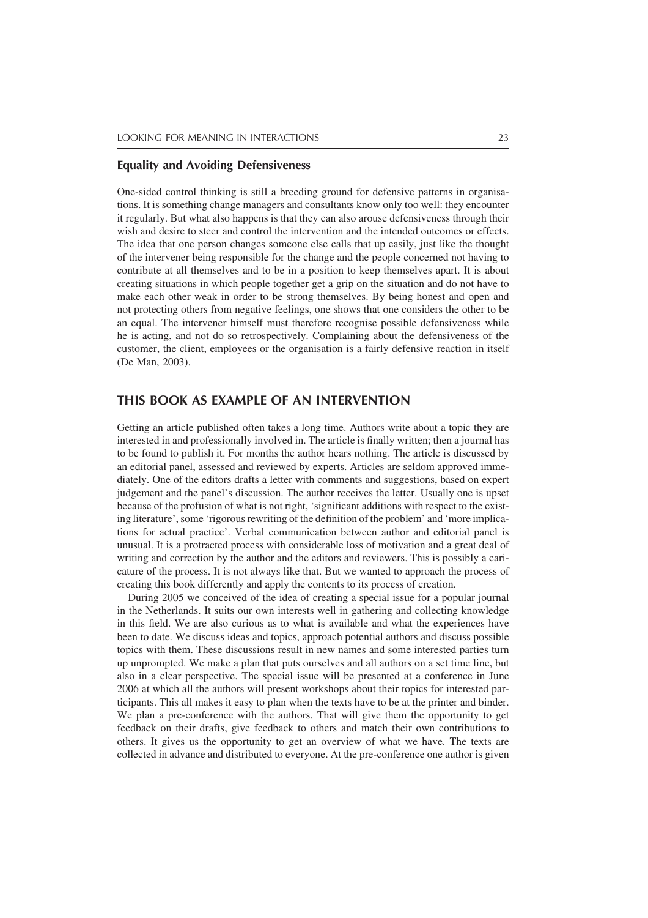### Equality and Avoiding Defensiveness

One-sided control thinking is still a breeding ground for defensive patterns in organisations. It is something change managers and consultants know only too well: they encounter it regularly. But what also happens is that they can also arouse defensiveness through their wish and desire to steer and control the intervention and the intended outcomes or effects. The idea that one person changes someone else calls that up easily, just like the thought of the intervener being responsible for the change and the people concerned not having to contribute at all themselves and to be in a position to keep themselves apart. It is about creating situations in which people together get a grip on the situation and do not have to make each other weak in order to be strong themselves. By being honest and open and not protecting others from negative feelings, one shows that one considers the other to be an equal. The intervener himself must therefore recognise possible defensiveness while he is acting, and not do so retrospectively. Complaining about the defensiveness of the customer, the client, employees or the organisation is a fairly defensive reaction in itself (De Man, 2003).

## THIS BOOK AS EXAMPLE OF AN INTERVENTION

Getting an article published often takes a long time. Authors write about a topic they are interested in and professionally involved in. The article is finally written; then a journal has to be found to publish it. For months the author hears nothing. The article is discussed by an editorial panel, assessed and reviewed by experts. Articles are seldom approved immediately. One of the editors drafts a letter with comments and suggestions, based on expert judgement and the panel's discussion. The author receives the letter. Usually one is upset because of the profusion of what is not right, 'significant additions with respect to the existing literature', some 'rigorous rewriting of the definition of the problem' and 'more implications for actual practice'. Verbal communication between author and editorial panel is unusual. It is a protracted process with considerable loss of motivation and a great deal of writing and correction by the author and the editors and reviewers. This is possibly a caricature of the process. It is not always like that. But we wanted to approach the process of creating this book differently and apply the contents to its process of creation.

During 2005 we conceived of the idea of creating a special issue for a popular journal in the Netherlands. It suits our own interests well in gathering and collecting knowledge in this field. We are also curious as to what is available and what the experiences have been to date. We discuss ideas and topics, approach potential authors and discuss possible topics with them. These discussions result in new names and some interested parties turn up unprompted. We make a plan that puts ourselves and all authors on a set time line, but also in a clear perspective. The special issue will be presented at a conference in June 2006 at which all the authors will present workshops about their topics for interested participants. This all makes it easy to plan when the texts have to be at the printer and binder. We plan a pre-conference with the authors. That will give them the opportunity to get feedback on their drafts, give feedback to others and match their own contributions to others. It gives us the opportunity to get an overview of what we have. The texts are collected in advance and distributed to everyone. At the pre-conference one author is given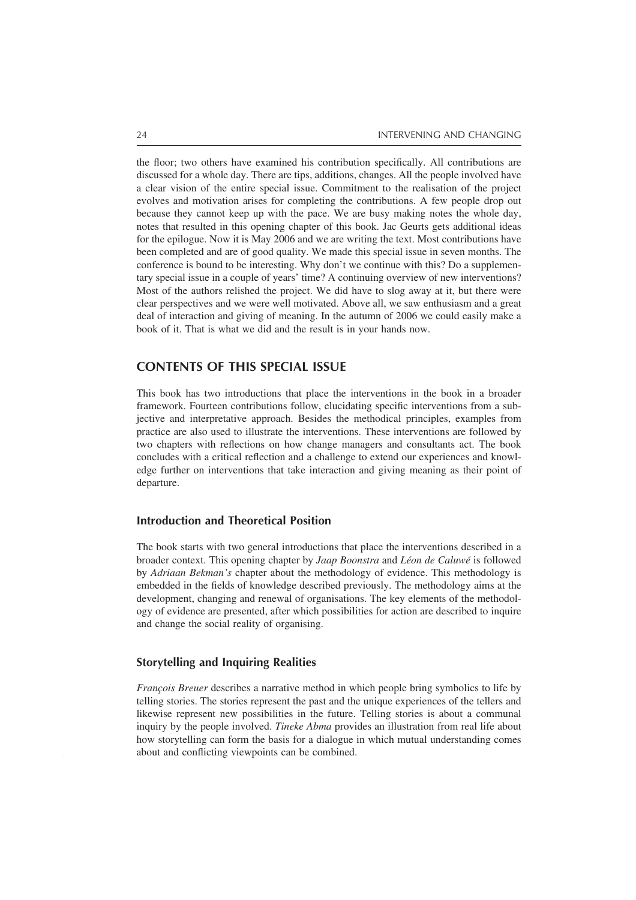the floor; two others have examined his contribution specifically. All contributions are discussed for a whole day. There are tips, additions, changes. All the people involved have a clear vision of the entire special issue. Commitment to the realisation of the project evolves and motivation arises for completing the contributions. A few people drop out because they cannot keep up with the pace. We are busy making notes the whole day, notes that resulted in this opening chapter of this book. Jac Geurts gets additional ideas for the epilogue. Now it is May 2006 and we are writing the text. Most contributions have been completed and are of good quality. We made this special issue in seven months. The conference is bound to be interesting. Why don't we continue with this? Do a supplementary special issue in a couple of years' time? A continuing overview of new interventions? Most of the authors relished the project. We did have to slog away at it, but there were clear perspectives and we were well motivated. Above all, we saw enthusiasm and a great deal of interaction and giving of meaning. In the autumn of 2006 we could easily make a book of it. That is what we did and the result is in your hands now.

## CONTENTS OF THIS SPECIAL ISSUE

This book has two introductions that place the interventions in the book in a broader framework. Fourteen contributions follow, elucidating specific interventions from a subjective and interpretative approach. Besides the methodical principles, examples from practice are also used to illustrate the interventions. These interventions are followed by two chapters with reflections on how change managers and consultants act. The book concludes with a critical reflection and a challenge to extend our experiences and knowledge further on interventions that take interaction and giving meaning as their point of departure.

### Introduction and Theoretical Position

The book starts with two general introductions that place the interventions described in a broader context. This opening chapter by *Jaap Boonstra* and *Léon de Caluwé* is followed by *Adriaan Bekman's* chapter about the methodology of evidence. This methodology is embedded in the fields of knowledge described previously. The methodology aims at the development, changing and renewal of organisations. The key elements of the methodology of evidence are presented, after which possibilities for action are described to inquire and change the social reality of organising.

### Storytelling and Inquiring Realities

*François Breuer* describes a narrative method in which people bring symbolics to life by telling stories. The stories represent the past and the unique experiences of the tellers and likewise represent new possibilities in the future. Telling stories is about a communal inquiry by the people involved. *Tineke Abma* provides an illustration from real life about how storytelling can form the basis for a dialogue in which mutual understanding comes about and conflicting viewpoints can be combined.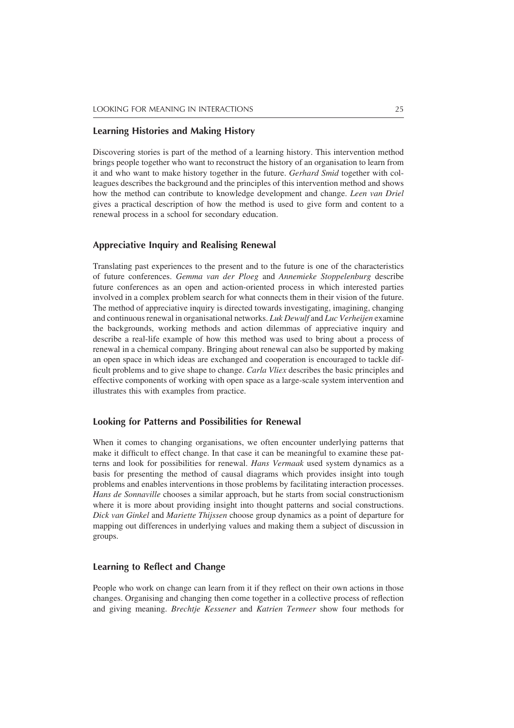## Learning Histories and Making History

Discovering stories is part of the method of a learning history. This intervention method brings people together who want to reconstruct the history of an organisation to learn from it and who want to make history together in the future. *Gerhard Smid* together with colleagues describes the background and the principles of this intervention method and shows how the method can contribute to knowledge development and change. *Leen van Driel* gives a practical description of how the method is used to give form and content to a renewal process in a school for secondary education.

## Appreciative Inquiry and Realising Renewal

Translating past experiences to the present and to the future is one of the characteristics of future conferences. *Gemma van der Ploeg* and *Annemieke Stoppelenburg* describe future conferences as an open and action-oriented process in which interested parties involved in a complex problem search for what connects them in their vision of the future. The method of appreciative inquiry is directed towards investigating, imagining, changing and continuous renewal in organisational networks. *Luk Dewulf* and *Luc Verheijen* examine the backgrounds, working methods and action dilemmas of appreciative inquiry and describe a real-life example of how this method was used to bring about a process of renewal in a chemical company. Bringing about renewal can also be supported by making an open space in which ideas are exchanged and cooperation is encouraged to tackle difficult problems and to give shape to change. *Carla Vliex* describes the basic principles and effective components of working with open space as a large-scale system intervention and illustrates this with examples from practice.

## Looking for Patterns and Possibilities for Renewal

When it comes to changing organisations, we often encounter underlying patterns that make it difficult to effect change. In that case it can be meaningful to examine these patterns and look for possibilities for renewal. *Hans Vermaak* used system dynamics as a basis for presenting the method of causal diagrams which provides insight into tough problems and enables interventions in those problems by facilitating interaction processes. *Hans de Sonnaville* chooses a similar approach, but he starts from social constructionism where it is more about providing insight into thought patterns and social constructions. *Dick van Ginkel* and *Mariette Thijssen* choose group dynamics as a point of departure for mapping out differences in underlying values and making them a subject of discussion in groups.

## Learning to Reflect and Change

People who work on change can learn from it if they reflect on their own actions in those changes. Organising and changing then come together in a collective process of reflection and giving meaning. *Brechtje Kessener* and *Katrien Termeer* show four methods for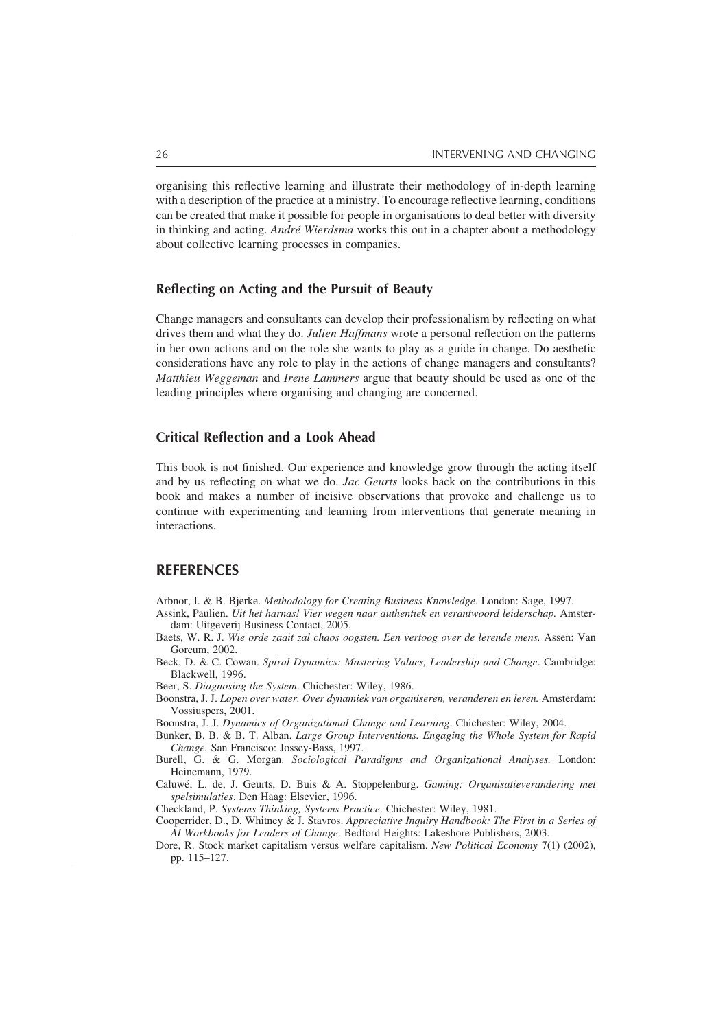organising this reflective learning and illustrate their methodology of in-depth learning with a description of the practice at a ministry. To encourage reflective learning, conditions can be created that make it possible for people in organisations to deal better with diversity in thinking and acting. *André Wierdsma* works this out in a chapter about a methodology about collective learning processes in companies.

### Reflecting on Acting and the Pursuit of Beauty

Change managers and consultants can develop their professionalism by reflecting on what drives them and what they do. *Julien Haffmans* wrote a personal reflection on the patterns in her own actions and on the role she wants to play as a guide in change. Do aesthetic considerations have any role to play in the actions of change managers and consultants? *Matthieu Weggeman* and *Irene Lammers* argue that beauty should be used as one of the leading principles where organising and changing are concerned.

### Critical Reflection and a Look Ahead

This book is not finished. Our experience and knowledge grow through the acting itself and by us reflecting on what we do. *Jac Geurts* looks back on the contributions in this book and makes a number of incisive observations that provoke and challenge us to continue with experimenting and learning from interventions that generate meaning in interactions.

## REFERENCES

Arbnor, I. & B. Bjerke. *Methodology for Creating Business Knowledge*. London: Sage, 1997.

Assink, Paulien. *Uit het harnas! Vier wegen naar authentiek en verantwoord leiderschap.* Amsterdam: Uitgeverij Business Contact, 2005.

Baets, W. R. J. *Wie orde zaait zal chaos oogsten. Een vertoog over de lerende mens.* Assen: Van Gorcum, 2002.

Beck, D. & C. Cowan. *Spiral Dynamics: Mastering Values, Leadership and Change*. Cambridge: Blackwell, 1996.

Beer, S. *Diagnosing the System*. Chichester: Wiley, 1986.

Boonstra, J. J. *Lopen over water. Over dynamiek van organiseren, veranderen en leren.* Amsterdam: Vossiuspers, 2001.

Boonstra, J. J. *Dynamics of Organizational Change and Learning*. Chichester: Wiley, 2004.

Bunker, B. B. & B. T. Alban. *Large Group Interventions. Engaging the Whole System for Rapid Change.* San Francisco: Jossey-Bass, 1997.

Burell, G. & G. Morgan. *Sociological Paradigms and Organizational Analyses.* London: Heinemann, 1979.

Caluwé, L. de, J. Geurts, D. Buis & A. Stoppelenburg. *Gaming: Organisatieverandering met spelsimulaties*. Den Haag: Elsevier, 1996.

Checkland, P. *Systems Thinking, Systems Practice*. Chichester: Wiley, 1981.

Cooperrider, D., D. Whitney & J. Stavros. *Appreciative Inquiry Handbook: The First in a Series of AI Workbooks for Leaders of Change*. Bedford Heights: Lakeshore Publishers, 2003.

Dore, R. Stock market capitalism versus welfare capitalism. *New Political Economy* 7(1) (2002), pp. 115–127.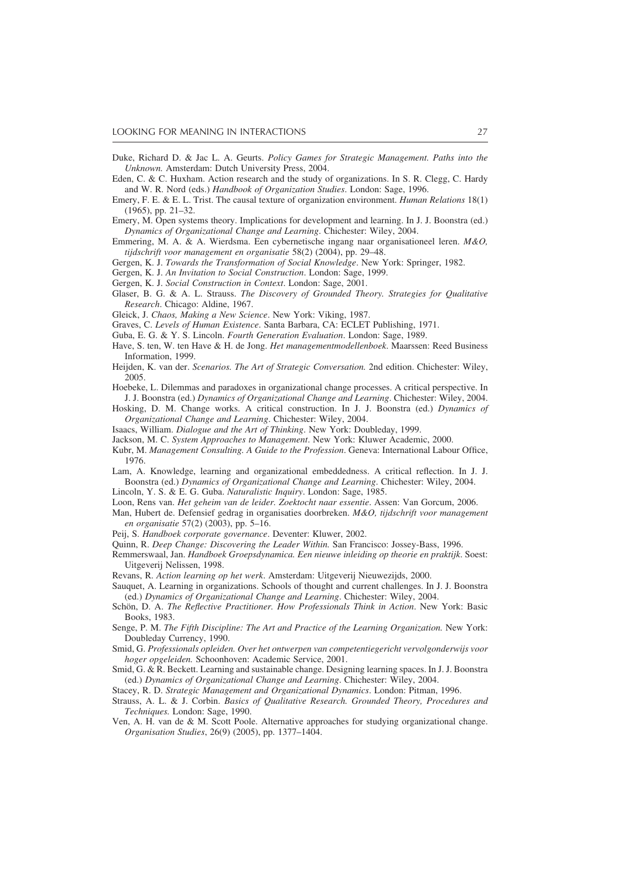Duke, Richard D. & Jac L. A. Geurts. *Policy Games for Strategic Management. Paths into the Unknown.* Amsterdam: Dutch University Press, 2004.

Eden, C. & C. Huxham. Action research and the study of organizations. In S. R. Clegg, C. Hardy and W. R. Nord (eds.) *Handbook of Organization Studies*. London: Sage, 1996.

Emery, F. E. & E. L. Trist. The causal texture of organization environment. *Human Relations* 18(1) (1965), pp. 21–32.

Emery, M. Open systems theory. Implications for development and learning. In J. J. Boonstra (ed.) *Dynamics of Organizational Change and Learning*. Chichester: Wiley, 2004.

Emmering, M. A. & A. Wierdsma. Een cybernetische ingang naar organisationeel leren. *M&O, tijdschrift voor management en organisatie* 58(2) (2004), pp. 29–48.

Gergen, K. J. *Towards the Transformation of Social Knowledge*. New York: Springer, 1982.

Gergen, K. J. *An Invitation to Social Construction*. London: Sage, 1999.

Gergen, K. J. *Social Construction in Context*. London: Sage, 2001.

Glaser, B. G. & A. L. Strauss. *The Discovery of Grounded Theory. Strategies for Qualitative Research*. Chicago: Aldine, 1967.

Gleick, J. *Chaos, Making a New Science*. New York: Viking, 1987.

Graves, C. *Levels of Human Existence*. Santa Barbara, CA: ECLET Publishing, 1971.

Guba, E. G. & Y. S. Lincoln. *Fourth Generation Evaluation*. London: Sage, 1989.

Have, S. ten, W. ten Have & H. de Jong. *Het managementmodellenboek*. Maarssen: Reed Business Information, 1999.

Heijden, K. van der. *Scenarios. The Art of Strategic Conversation.* 2nd edition. Chichester: Wiley, 2005.

Hoebeke, L. Dilemmas and paradoxes in organizational change processes. A critical perspective. In J. J. Boonstra (ed.) *Dynamics of Organizational Change and Learning*. Chichester: Wiley, 2004.

Hosking, D. M. Change works. A critical construction. In J. J. Boonstra (ed.) *Dynamics of Organizational Change and Learning*. Chichester: Wiley, 2004.

Isaacs, William. *Dialogue and the Art of Thinking*. New York: Doubleday, 1999.

Jackson, M. C. *System Approaches to Management*. New York: Kluwer Academic, 2000.

Kubr, M. *Management Consulting. A Guide to the Profession*. Geneva: International Labour Office, 1976.

Lam, A. Knowledge, learning and organizational embeddedness. A critical reflection. In J. J. Boonstra (ed.) *Dynamics of Organizational Change and Learning*. Chichester: Wiley, 2004.

Lincoln, Y. S. & E. G. Guba. *Naturalistic Inquiry*. London: Sage, 1985.

Loon, Rens van. *Het geheim van de leider. Zoektocht naar essentie*. Assen: Van Gorcum, 2006.

Man, Hubert de. Defensief gedrag in organisaties doorbreken. *M&O, tijdschrift voor management en organisatie* 57(2) (2003), pp. 5–16.

Peij, S. *Handboek corporate governance*. Deventer: Kluwer, 2002.

Quinn, R. *Deep Change: Discovering the Leader Within.* San Francisco: Jossey-Bass, 1996.

Remmerswaal, Jan. *Handboek Groepsdynamica. Een nieuwe inleiding op theorie en praktijk*. Soest: Uitgeverij Nelissen, 1998.

Revans, R. *Action learning op het werk*. Amsterdam: Uitgeverij Nieuwezijds, 2000.

Sauquet, A. Learning in organizations. Schools of thought and current challenges. In J. J. Boonstra (ed.) *Dynamics of Organizational Change and Learning*. Chichester: Wiley, 2004.

Schön, D. A. *The Reflective Practitioner. How Professionals Think in Action*. New York: Basic Books, 1983.

Senge, P. M. *The Fifth Discipline: The Art and Practice of the Learning Organization.* New York: Doubleday Currency, 1990.

Smid, G. *Professionals opleiden. Over het ontwerpen van competentiegericht vervolgonderwijs voor hoger opgeleiden.* Schoonhoven: Academic Service, 2001.

Smid, G. & R. Beckett. Learning and sustainable change. Designing learning spaces. In J. J. Boonstra (ed.) *Dynamics of Organizational Change and Learning*. Chichester: Wiley, 2004.

Stacey, R. D. *Strategic Management and Organizational Dynamics*. London: Pitman, 1996.

Strauss, A. L. & J. Corbin. *Basics of Qualitative Research. Grounded Theory, Procedures and Techniques.* London: Sage, 1990.

Ven, A. H. van de & M. Scott Poole. Alternative approaches for studying organizational change. *Organisation Studies*, 26(9) (2005), pp. 1377–1404.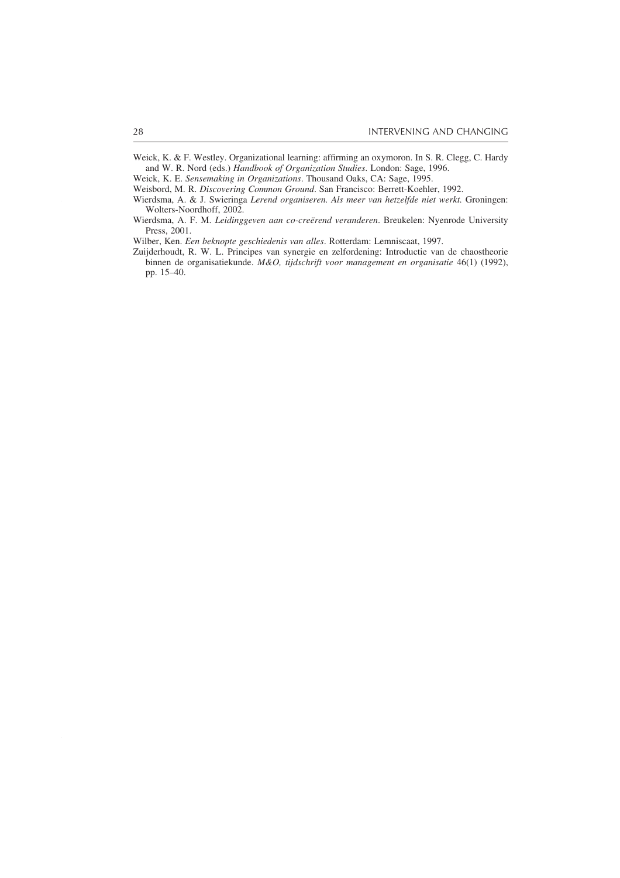Weick, K. & F. Westley. Organizational learning: affirming an oxymoron. In S. R. Clegg, C. Hardy and W. R. Nord (eds.) *Handbook of Organization Studies*. London: Sage, 1996.

Weick, K. E. *Sensemaking in Organizations*. Thousand Oaks, CA: Sage, 1995.

Weisbord, M. R. *Discovering Common Ground*. San Francisco: Berrett-Koehler, 1992.

Wierdsma, A. & J. Swieringa *Lerend organiseren. Als meer van hetzelfde niet werkt.* Groningen: Wolters-Noordhoff, 2002.

Wierdsma, A. F. M. *Leidinggeven aan co-creërend veranderen*. Breukelen: Nyenrode University Press, 2001.

Wilber, Ken. *Een beknopte geschiedenis van alles*. Rotterdam: Lemniscaat, 1997.

Zuijderhoudt, R. W. L. Principes van synergie en zelfordening: Introductie van de chaostheorie binnen de organisatiekunde. *M&O, tijdschrift voor management en organisatie* 46(1) (1992), pp. 15–40.